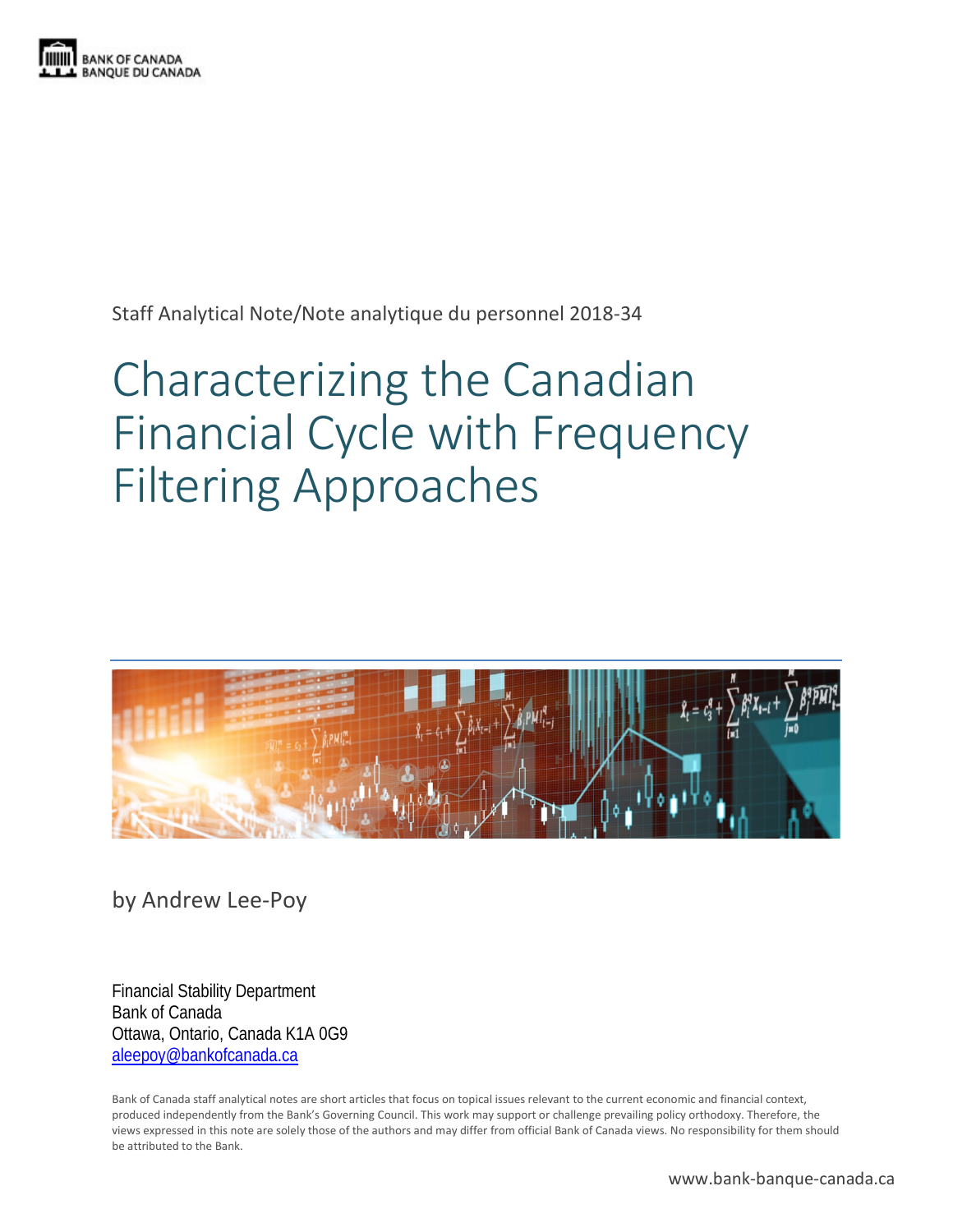BANK OF CANADA
BANQUE DU CANADA

Staff Analytical Note/Note analytique du personnel 2018-34

# Characterizing the Canadian Financial Cycle with Frequency Filtering Approaches

by Andrew Lee-Poy

Financial Stability Department
Bank of Canada
Ottawa, Ontario, Canada K1A 0G9
aleepoy@bankofcanada.ca

Bank of Canada staff analytical notes are short articles that focus on topical issues relevant to the current economic and financial context, produced independently from the Bank's Governing Council. This work may support or challenge prevailing policy orthodoxy. Therefore, the views expressed in this note are solely those of the authors and may differ from official Bank of Canada views. No responsibility for them should be attributed to the Bank.

www.bank-banque-canada.ca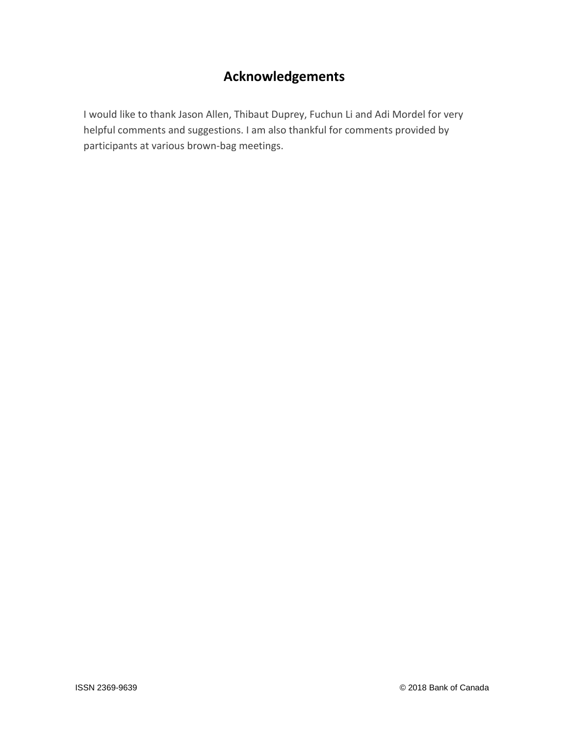## Acknowledgements

I would like to thank Jason Allen, Thibaut Duprey, Fuchun Li and Adi Mordel for very helpful comments and suggestions. I am also thankful for comments provided by participants at various brown-bag meetings.

ISSN 2369-9639 © 2018 Bank of Canada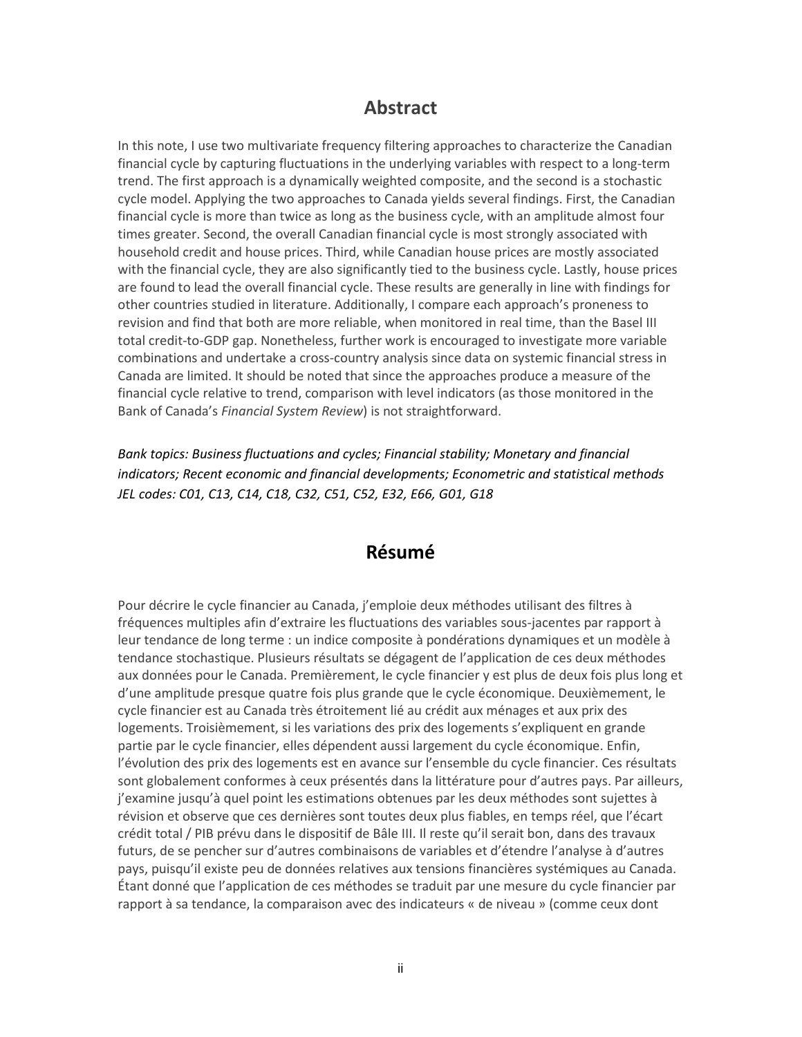## Abstract

In this note, I use two multivariate frequency filtering approaches to characterize the Canadian financial cycle by capturing fluctuations in the underlying variables with respect to a long-term trend. The first approach is a dynamically weighted composite, and the second is a stochastic cycle model. Applying the two approaches to Canada yields several findings. First, the Canadian financial cycle is more than twice as long as the business cycle, with an amplitude almost four times greater. Second, the overall Canadian financial cycle is most strongly associated with household credit and house prices. Third, while Canadian house prices are mostly associated with the financial cycle, they are also significantly tied to the business cycle. Lastly, house prices are found to lead the overall financial cycle. These results are generally in line with findings for other countries studied in literature. Additionally, I compare each approach's proneness to revision and find that both are more reliable, when monitored in real time, than the Basel III total credit-to-GDP gap. Nonetheless, further work is encouraged to investigate more variable combinations and undertake a cross-country analysis since data on systemic financial stress in Canada are limited. It should be noted that since the approaches produce a measure of the financial cycle relative to trend, comparison with level indicators (as those monitored in the Bank of Canada's *Financial System Review*) is not straightforward.

*Bank topics: Business fluctuations and cycles; Financial stability; Monetary and financial indicators; Recent economic and financial developments; Econometric and statistical methods*
*JEL codes: C01, C13, C14, C18, C32, C51, C52, E32, E66, G01, G18*

## Résumé

Pour décrire le cycle financier au Canada, j'emploie deux méthodes utilisant des filtres à fréquences multiples afin d'extraire les fluctuations des variables sous-jacentes par rapport à leur tendance de long terme : un indice composite à pondérations dynamiques et un modèle à tendance stochastique. Plusieurs résultats se dégagent de l'application de ces deux méthodes aux données pour le Canada. Premièrement, le cycle financier y est plus de deux fois plus long et d'une amplitude presque quatre fois plus grande que le cycle économique. Deuxièmement, le cycle financier est au Canada très étroitement lié au crédit aux ménages et aux prix des logements. Troisièmement, si les variations des prix des logements s'expliquent en grande partie par le cycle financier, elles dépendent aussi largement du cycle économique. Enfin, l'évolution des prix des logements est en avance sur l'ensemble du cycle financier. Ces résultats sont globalement conformes à ceux présentés dans la littérature pour d'autres pays. Par ailleurs, j'examine jusqu'à quel point les estimations obtenues par les deux méthodes sont sujettes à révision et observe que ces dernières sont toutes deux plus fiables, en temps réel, que l'écart crédit total / PIB prévu dans le dispositif de Bâle III. Il reste qu'il serait bon, dans des travaux futurs, de se pencher sur d'autres combinaisons de variables et d'étendre l'analyse à d'autres pays, puisqu'il existe peu de données relatives aux tensions financières systémiques au Canada. Étant donné que l'application de ces méthodes se traduit par une mesure du cycle financier par rapport à sa tendance, la comparaison avec des indicateurs « de niveau » (comme ceux dont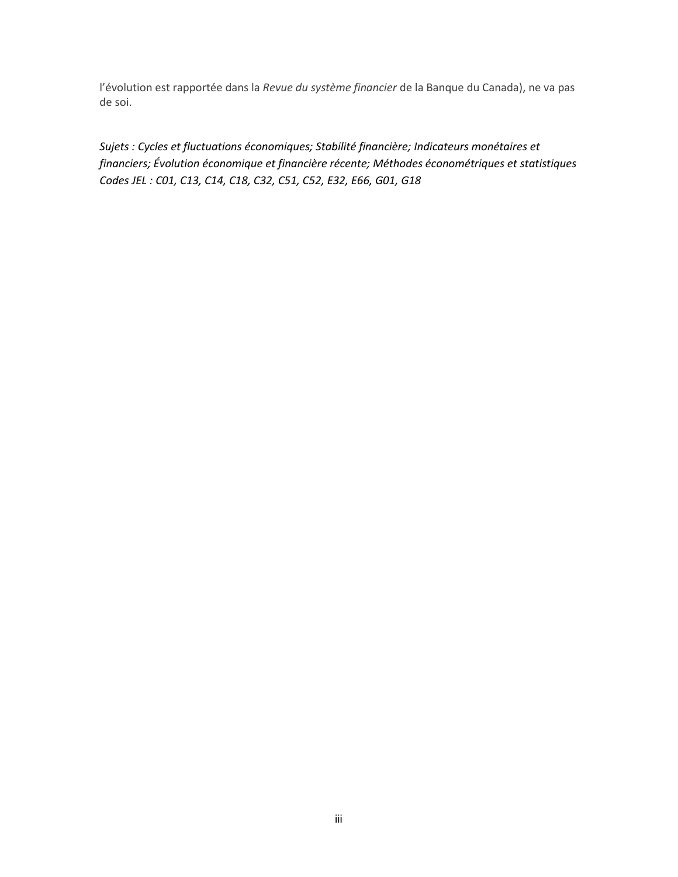l'évolution est rapportée dans la *Revue du système financier* de la Banque du Canada), ne va pas de soi.

*Sujets : Cycles et fluctuations économiques; Stabilité financière; Indicateurs monétaires et financiers; Évolution économique et financière récente; Méthodes économétriques et statistiques*
*Codes JEL : C01, C13, C14, C18, C32, C51, C52, E32, E66, G01, G18*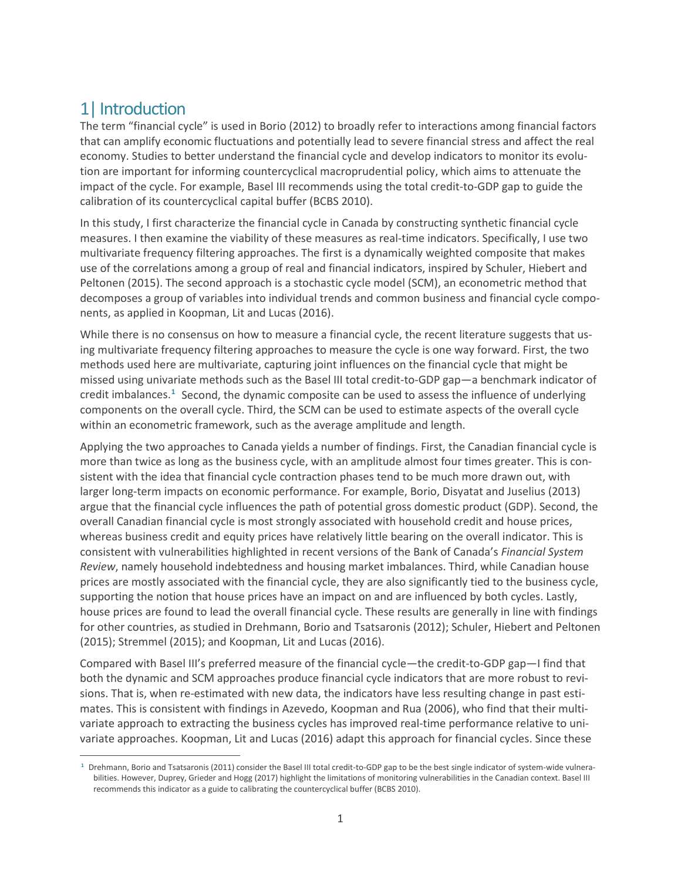# 1| Introduction

The term "financial cycle" is used in Borio (2012) to broadly refer to interactions among financial factors that can amplify economic fluctuations and potentially lead to severe financial stress and affect the real economy. Studies to better understand the financial cycle and develop indicators to monitor its evolution are important for informing countercyclical macroprudential policy, which aims to attenuate the impact of the cycle. For example, Basel III recommends using the total credit-to-GDP gap to guide the calibration of its countercyclical capital buffer (BCBS 2010).

In this study, I first characterize the financial cycle in Canada by constructing synthetic financial cycle measures. I then examine the viability of these measures as real-time indicators. Specifically, I use two multivariate frequency filtering approaches. The first is a dynamically weighted composite that makes use of the correlations among a group of real and financial indicators, inspired by Schuler, Hiebert and Peltonen (2015). The second approach is a stochastic cycle model (SCM), an econometric method that decomposes a group of variables into individual trends and common business and financial cycle components, as applied in Koopman, Lit and Lucas (2016).

While there is no consensus on how to measure a financial cycle, the recent literature suggests that using multivariate frequency filtering approaches to measure the cycle is one way forward. First, the two methods used here are multivariate, capturing joint influences on the financial cycle that might be missed using univariate methods such as the Basel III total credit-to-GDP gap—a benchmark indicator of credit imbalances.[1] Second, the dynamic composite can be used to assess the influence of underlying components on the overall cycle. Third, the SCM can be used to estimate aspects of the overall cycle within an econometric framework, such as the average amplitude and length.

Applying the two approaches to Canada yields a number of findings. First, the Canadian financial cycle is more than twice as long as the business cycle, with an amplitude almost four times greater. This is consistent with the idea that financial cycle contraction phases tend to be much more drawn out, with larger long-term impacts on economic performance. For example, Borio, Disyatat and Juselius (2013) argue that the financial cycle influences the path of potential gross domestic product (GDP). Second, the overall Canadian financial cycle is most strongly associated with household credit and house prices, whereas business credit and equity prices have relatively little bearing on the overall indicator. This is consistent with vulnerabilities highlighted in recent versions of the Bank of Canada's *Financial System Review*, namely household indebtedness and housing market imbalances. Third, while Canadian house prices are mostly associated with the financial cycle, they are also significantly tied to the business cycle, supporting the notion that house prices have an impact on and are influenced by both cycles. Lastly, house prices are found to lead the overall financial cycle. These results are generally in line with findings for other countries, as studied in Drehmann, Borio and Tsatsaronis (2012); Schuler, Hiebert and Peltonen (2015); Stremmel (2015); and Koopman, Lit and Lucas (2016).

Compared with Basel III's preferred measure of the financial cycle—the credit-to-GDP gap—I find that both the dynamic and SCM approaches produce financial cycle indicators that are more robust to revisions. That is, when re-estimated with new data, the indicators have less resulting change in past estimates. This is consistent with findings in Azevedo, Koopman and Rua (2006), who find that their multivariate approach to extracting the business cycles has improved real-time performance relative to univariate approaches. Koopman, Lit and Lucas (2016) adapt this approach for financial cycles. Since these

[1] Drehmann, Borio and Tsatsaronis (2011) consider the Basel III total credit-to-GDP gap to be the best single indicator of system-wide vulnerabilities. However, Duprey, Grieder and Hogg (2017) highlight the limitations of monitoring vulnerabilities in the Canadian context. Basel III recommends this indicator as a guide to calibrating the countercyclical buffer (BCBS 2010).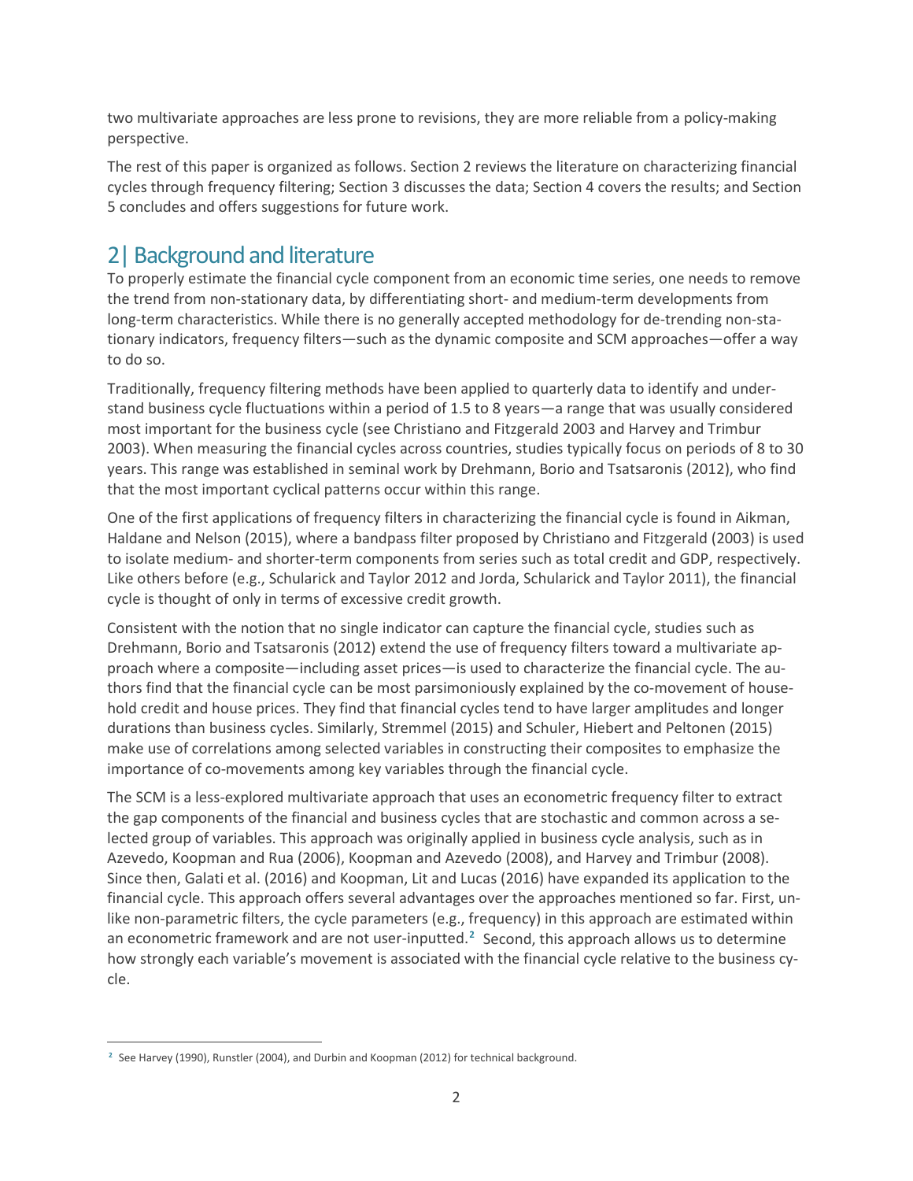two multivariate approaches are less prone to revisions, they are more reliable from a policy-making perspective.

The rest of this paper is organized as follows. Section 2 reviews the literature on characterizing financial cycles through frequency filtering; Section 3 discusses the data; Section 4 covers the results; and Section 5 concludes and offers suggestions for future work.

## 2| Background and literature

To properly estimate the financial cycle component from an economic time series, one needs to remove the trend from non-stationary data, by differentiating short- and medium-term developments from long-term characteristics. While there is no generally accepted methodology for de-trending non-stationary indicators, frequency filters—such as the dynamic composite and SCM approaches—offer a way to do so.

Traditionally, frequency filtering methods have been applied to quarterly data to identify and understand business cycle fluctuations within a period of 1.5 to 8 years—a range that was usually considered most important for the business cycle (see Christiano and Fitzgerald 2003 and Harvey and Trimbur 2003). When measuring the financial cycles across countries, studies typically focus on periods of 8 to 30 years. This range was established in seminal work by Drehmann, Borio and Tsatsaronis (2012), who find that the most important cyclical patterns occur within this range.

One of the first applications of frequency filters in characterizing the financial cycle is found in Aikman, Haldane and Nelson (2015), where a bandpass filter proposed by Christiano and Fitzgerald (2003) is used to isolate medium- and shorter-term components from series such as total credit and GDP, respectively. Like others before (e.g., Schularick and Taylor 2012 and Jorda, Schularick and Taylor 2011), the financial cycle is thought of only in terms of excessive credit growth.

Consistent with the notion that no single indicator can capture the financial cycle, studies such as Drehmann, Borio and Tsatsaronis (2012) extend the use of frequency filters toward a multivariate approach where a composite—including asset prices—is used to characterize the financial cycle. The authors find that the financial cycle can be most parsimoniously explained by the co-movement of household credit and house prices. They find that financial cycles tend to have larger amplitudes and longer durations than business cycles. Similarly, Stremmel (2015) and Schuler, Hiebert and Peltonen (2015) make use of correlations among selected variables in constructing their composites to emphasize the importance of co-movements among key variables through the financial cycle.

The SCM is a less-explored multivariate approach that uses an econometric frequency filter to extract the gap components of the financial and business cycles that are stochastic and common across a selected group of variables. This approach was originally applied in business cycle analysis, such as in Azevedo, Koopman and Rua (2006), Koopman and Azevedo (2008), and Harvey and Trimbur (2008). Since then, Galati et al. (2016) and Koopman, Lit and Lucas (2016) have expanded its application to the financial cycle. This approach offers several advantages over the approaches mentioned so far. First, unlike non-parametric filters, the cycle parameters (e.g., frequency) in this approach are estimated within an econometric framework and are not user-inputted.[2] Second, this approach allows us to determine how strongly each variable's movement is associated with the financial cycle relative to the business cycle.

[2] See Harvey (1990), Runstler (2004), and Durbin and Koopman (2012) for technical background.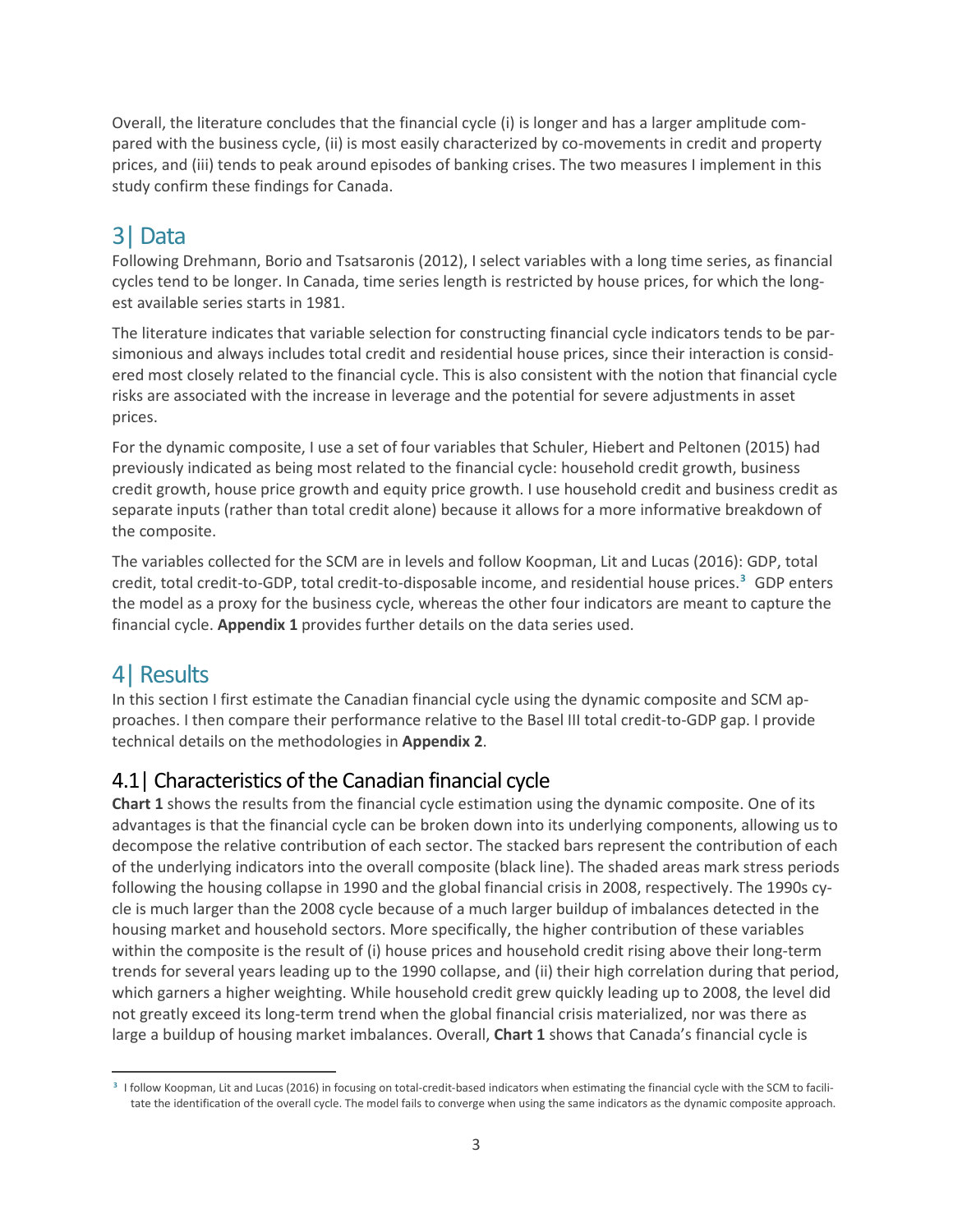Overall, the literature concludes that the financial cycle (i) is longer and has a larger amplitude compared with the business cycle, (ii) is most easily characterized by co-movements in credit and property prices, and (iii) tends to peak around episodes of banking crises. The two measures I implement in this study confirm these findings for Canada.

## 3| Data

Following Drehmann, Borio and Tsatsaronis (2012), I select variables with a long time series, as financial cycles tend to be longer. In Canada, time series length is restricted by house prices, for which the longest available series starts in 1981.

The literature indicates that variable selection for constructing financial cycle indicators tends to be parsimonious and always includes total credit and residential house prices, since their interaction is considered most closely related to the financial cycle. This is also consistent with the notion that financial cycle risks are associated with the increase in leverage and the potential for severe adjustments in asset prices.

For the dynamic composite, I use a set of four variables that Schuler, Hiebert and Peltonen (2015) had previously indicated as being most related to the financial cycle: household credit growth, business credit growth, house price growth and equity price growth. I use household credit and business credit as separate inputs (rather than total credit alone) because it allows for a more informative breakdown of the composite.

The variables collected for the SCM are in levels and follow Koopman, Lit and Lucas (2016): GDP, total credit, total credit-to-GDP, total credit-to-disposable income, and residential house prices.[3] GDP enters the model as a proxy for the business cycle, whereas the other four indicators are meant to capture the financial cycle. **Appendix 1** provides further details on the data series used.

## 4| Results

In this section I first estimate the Canadian financial cycle using the dynamic composite and SCM approaches. I then compare their performance relative to the Basel III total credit-to-GDP gap. I provide technical details on the methodologies in **Appendix 2**.

### 4.1| Characteristics of the Canadian financial cycle

**Chart 1** shows the results from the financial cycle estimation using the dynamic composite. One of its advantages is that the financial cycle can be broken down into its underlying components, allowing us to decompose the relative contribution of each sector. The stacked bars represent the contribution of each of the underlying indicators into the overall composite (black line). The shaded areas mark stress periods following the housing collapse in 1990 and the global financial crisis in 2008, respectively. The 1990s cycle is much larger than the 2008 cycle because of a much larger buildup of imbalances detected in the housing market and household sectors. More specifically, the higher contribution of these variables within the composite is the result of (i) house prices and household credit rising above their long-term trends for several years leading up to the 1990 collapse, and (ii) their high correlation during that period, which garners a higher weighting. While household credit grew quickly leading up to 2008, the level did not greatly exceed its long-term trend when the global financial crisis materialized, nor was there as large a buildup of housing market imbalances. Overall, **Chart 1** shows that Canada's financial cycle is

[3] I follow Koopman, Lit and Lucas (2016) in focusing on total-credit-based indicators when estimating the financial cycle with the SCM to facilitate the identification of the overall cycle. The model fails to converge when using the same indicators as the dynamic composite approach.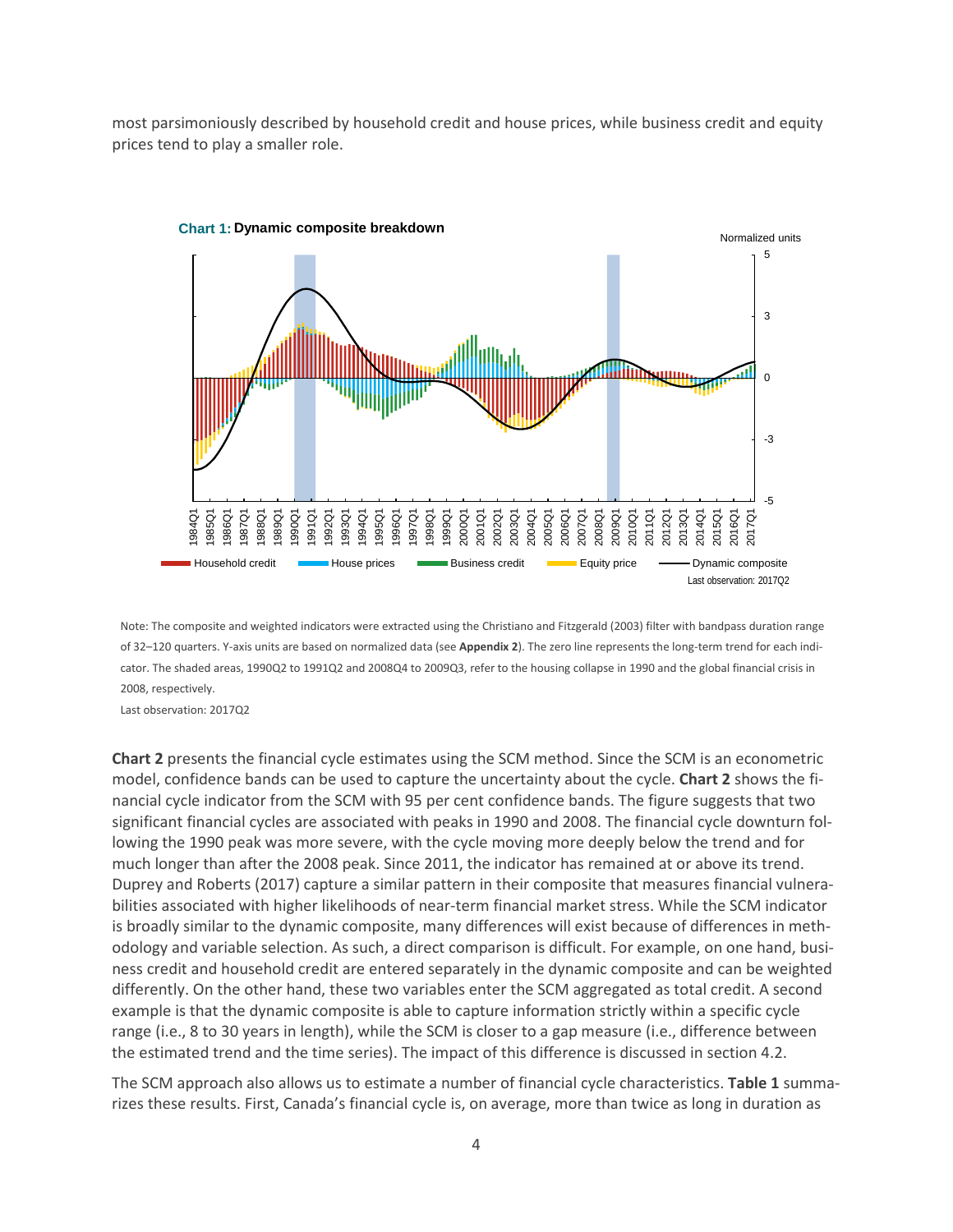most parsimoniously described by household credit and house prices, while business credit and equity prices tend to play a smaller role.

**Chart 1: Dynamic composite breakdown**

Note: The composite and weighted indicators were extracted using the Christiano and Fitzgerald (2003) filter with bandpass duration range of 32–120 quarters. Y-axis units are based on normalized data (see **Appendix 2**). The zero line represents the long-term trend for each indicator. The shaded areas, 1990Q2 to 1991Q2 and 2008Q4 to 2009Q3, refer to the housing collapse in 1990 and the global financial crisis in 2008, respectively.

Last observation: 2017Q2

**Chart 2** presents the financial cycle estimates using the SCM method. Since the SCM is an econometric model, confidence bands can be used to capture the uncertainty about the cycle. **Chart 2** shows the financial cycle indicator from the SCM with 95 per cent confidence bands. The figure suggests that two significant financial cycles are associated with peaks in 1990 and 2008. The financial cycle downturn following the 1990 peak was more severe, with the cycle moving more deeply below the trend and for much longer than after the 2008 peak. Since 2011, the indicator has remained at or above its trend. Duprey and Roberts (2017) capture a similar pattern in their composite that measures financial vulnerabilities associated with higher likelihoods of near-term financial market stress. While the SCM indicator is broadly similar to the dynamic composite, many differences will exist because of differences in methodology and variable selection. As such, a direct comparison is difficult. For example, on one hand, business credit and household credit are entered separately in the dynamic composite and can be weighted differently. On the other hand, these two variables enter the SCM aggregated as total credit. A second example is that the dynamic composite is able to capture information strictly within a specific cycle range (i.e., 8 to 30 years in length), while the SCM is closer to a gap measure (i.e., difference between the estimated trend and the time series). The impact of this difference is discussed in section 4.2.

The SCM approach also allows us to estimate a number of financial cycle characteristics. **Table 1** summarizes these results. First, Canada's financial cycle is, on average, more than twice as long in duration as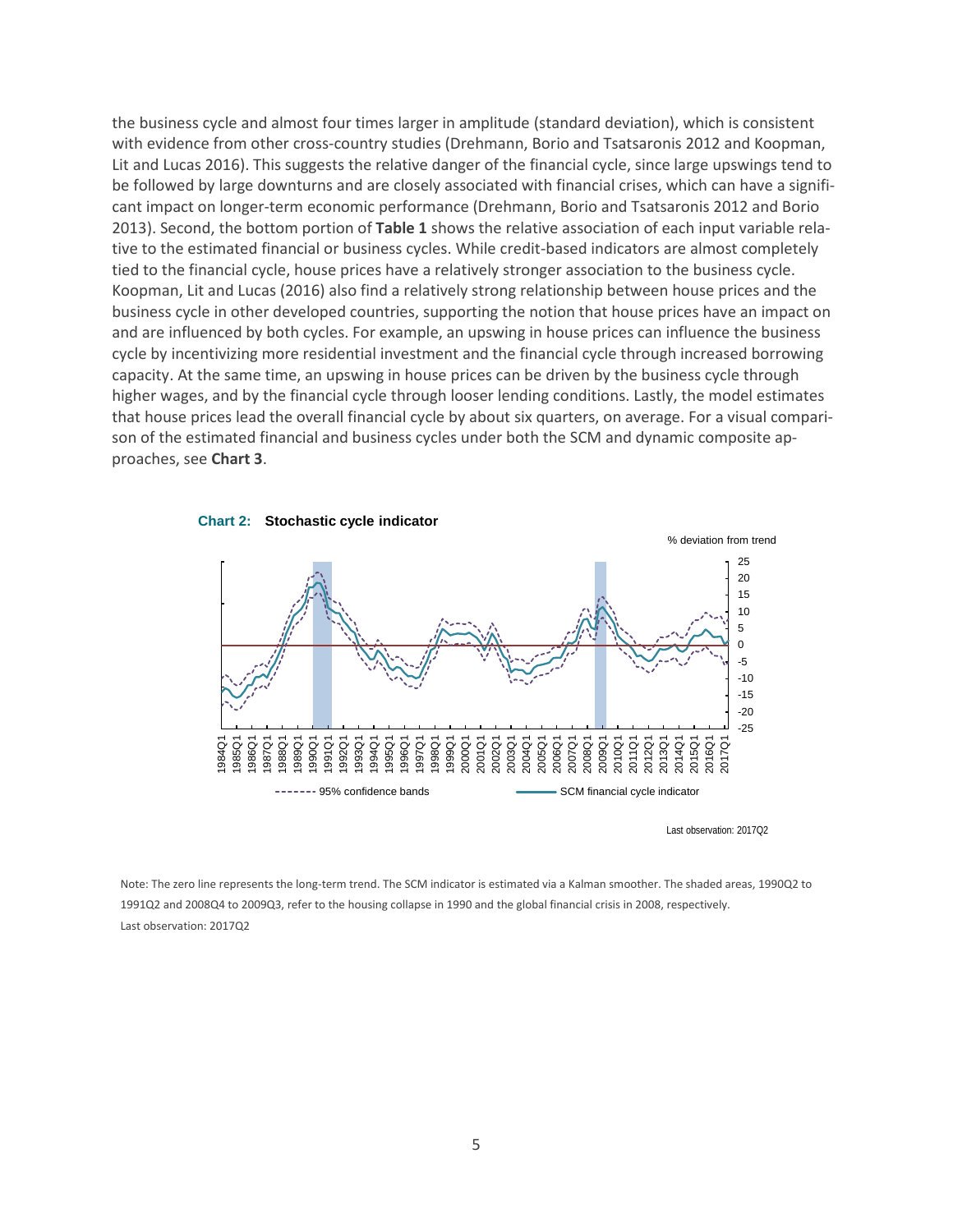the business cycle and almost four times larger in amplitude (standard deviation), which is consistent with evidence from other cross-country studies (Drehmann, Borio and Tsatsaronis 2012 and Koopman, Lit and Lucas 2016). This suggests the relative danger of the financial cycle, since large upswings tend to be followed by large downturns and are closely associated with financial crises, which can have a significant impact on longer-term economic performance (Drehmann, Borio and Tsatsaronis 2012 and Borio 2013). Second, the bottom portion of **Table 1** shows the relative association of each input variable relative to the estimated financial or business cycles. While credit-based indicators are almost completely tied to the financial cycle, house prices have a relatively stronger association to the business cycle. Koopman, Lit and Lucas (2016) also find a relatively strong relationship between house prices and the business cycle in other developed countries, supporting the notion that house prices have an impact on and are influenced by both cycles. For example, an upswing in house prices can influence the business cycle by incentivizing more residential investment and the financial cycle through increased borrowing capacity. At the same time, an upswing in house prices can be driven by the business cycle through higher wages, and by the financial cycle through looser lending conditions. Lastly, the model estimates that house prices lead the overall financial cycle by about six quarters, on average. For a visual comparison of the estimated financial and business cycles under both the SCM and dynamic composite approaches, see **Chart 3**.

**Chart 2: Stochastic cycle indicator**

% deviation from trend

Legend: 95% confidence bands; SCM financial cycle indicator

Last observation: 2017Q2

Note: The zero line represents the long-term trend. The SCM indicator is estimated via a Kalman smoother. The shaded areas, 1990Q2 to 1991Q2 and 2008Q4 to 2009Q3, refer to the housing collapse in 1990 and the global financial crisis in 2008, respectively.

Last observation: 2017Q2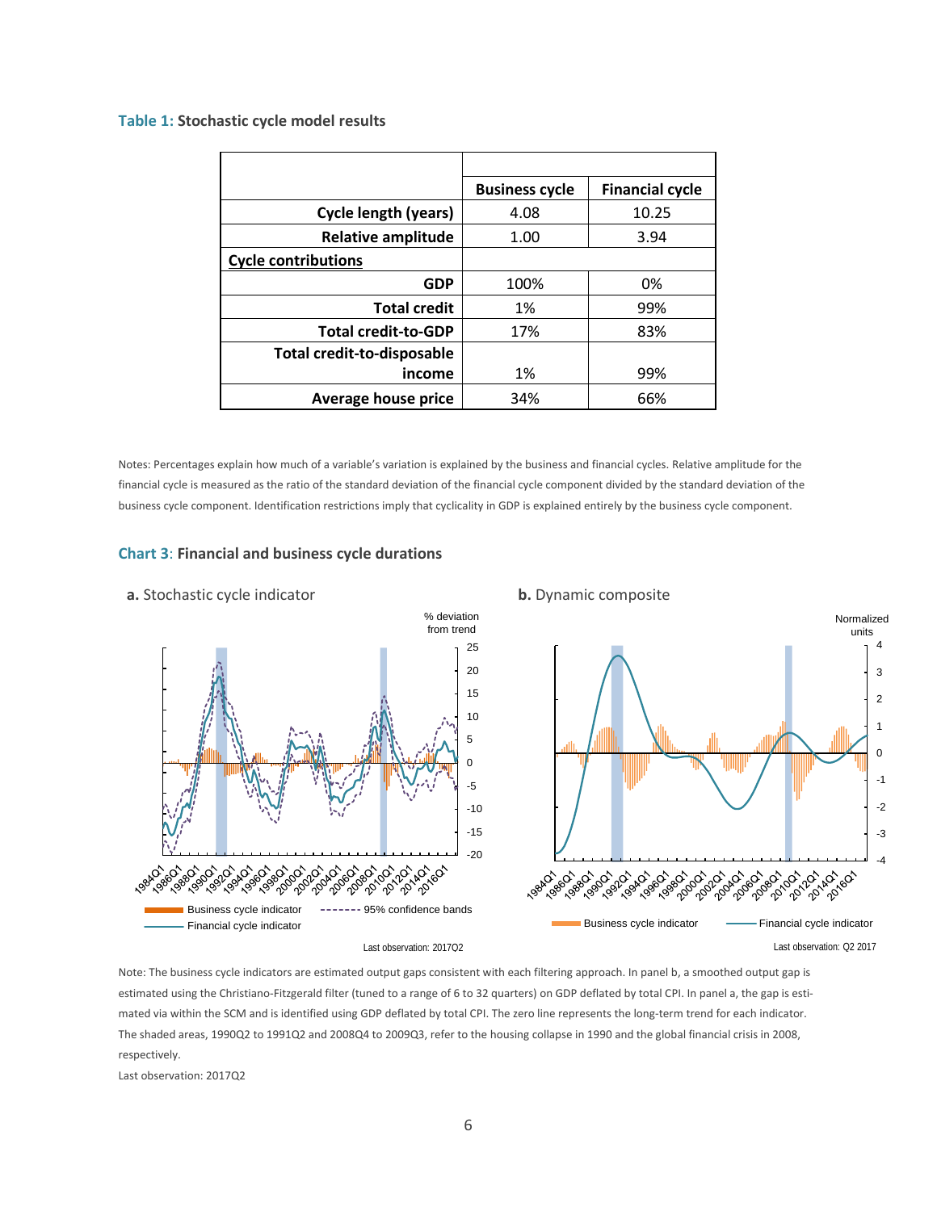**Table 1: Stochastic cycle model results**

| | Business cycle | Financial cycle |
|---|---|---|
| **Cycle length (years)** | 4.08 | 10.25 |
| **Relative amplitude** | 1.00 | 3.94 |
| **Cycle contributions** | | |
| **GDP** | 100% | 0% |
| **Total credit** | 1% | 99% |
| **Total credit-to-GDP** | 17% | 83% |
| **Total credit-to-disposable income** | 1% | 99% |
| **Average house price** | 34% | 66% |

Notes: Percentages explain how much of a variable's variation is explained by the business and financial cycles. Relative amplitude for the financial cycle is measured as the ratio of the standard deviation of the financial cycle component divided by the standard deviation of the business cycle component. Identification restrictions imply that cyclicality in GDP is explained entirely by the business cycle component.

**Chart 3: Financial and business cycle durations**

**a.** Stochastic cycle indicator

**b.** Dynamic composite

Note: The business cycle indicators are estimated output gaps consistent with each filtering approach. In panel b, a smoothed output gap is estimated using the Christiano-Fitzgerald filter (tuned to a range of 6 to 32 quarters) on GDP deflated by total CPI. In panel a, the gap is estimated via within the SCM and is identified using GDP deflated by total CPI. The zero line represents the long-term trend for each indicator. The shaded areas, 1990Q2 to 1991Q2 and 2008Q4 to 2009Q3, refer to the housing collapse in 1990 and the global financial crisis in 2008, respectively.

Last observation: 2017Q2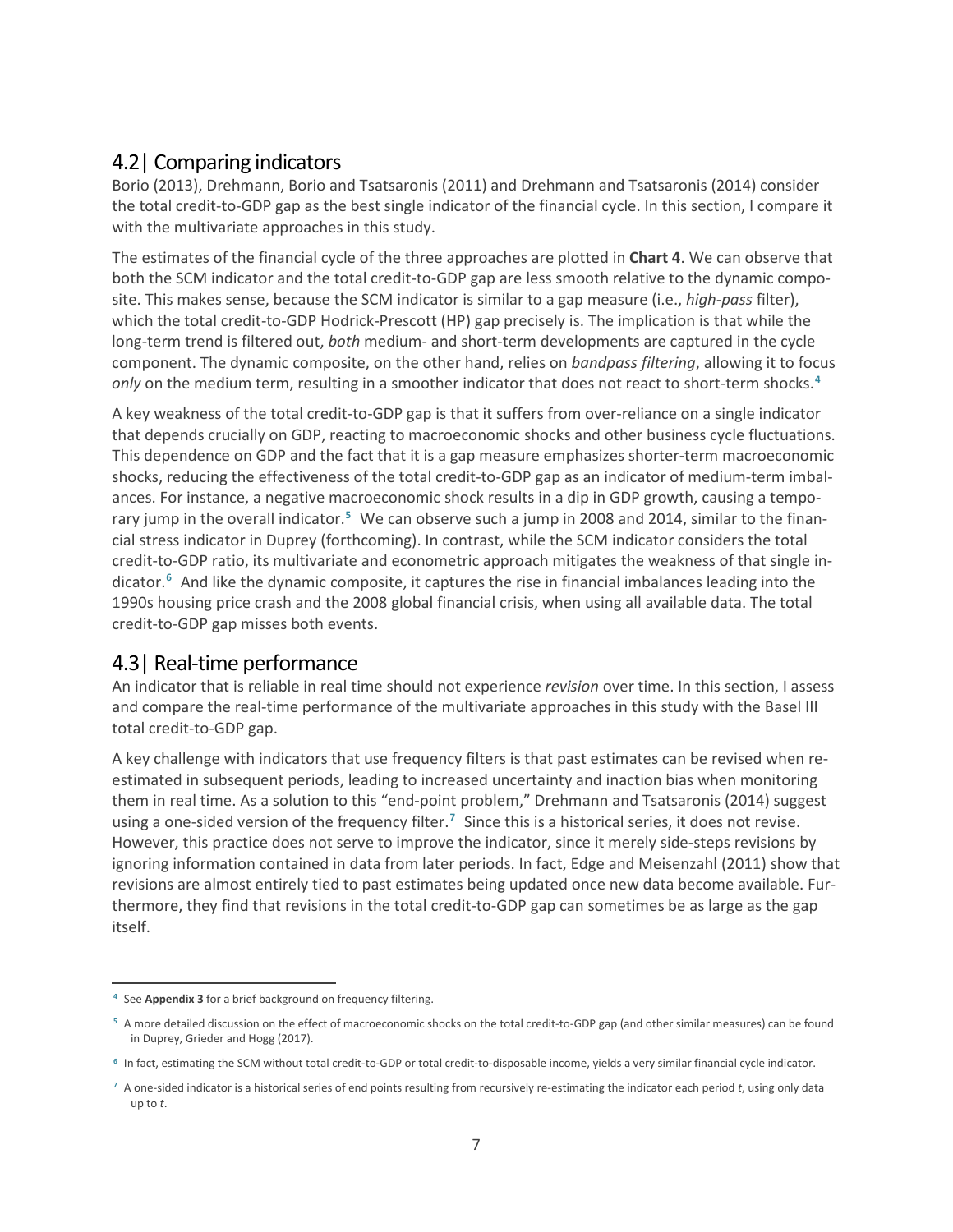## 4.2| Comparing indicators

Borio (2013), Drehmann, Borio and Tsatsaronis (2011) and Drehmann and Tsatsaronis (2014) consider the total credit-to-GDP gap as the best single indicator of the financial cycle. In this section, I compare it with the multivariate approaches in this study.

The estimates of the financial cycle of the three approaches are plotted in **Chart 4**. We can observe that both the SCM indicator and the total credit-to-GDP gap are less smooth relative to the dynamic composite. This makes sense, because the SCM indicator is similar to a gap measure (i.e., *high-pass* filter), which the total credit-to-GDP Hodrick-Prescott (HP) gap precisely is. The implication is that while the long-term trend is filtered out, *both* medium- and short-term developments are captured in the cycle component. The dynamic composite, on the other hand, relies on *bandpass filtering*, allowing it to focus *only* on the medium term, resulting in a smoother indicator that does not react to short-term shocks.[4]

A key weakness of the total credit-to-GDP gap is that it suffers from over-reliance on a single indicator that depends crucially on GDP, reacting to macroeconomic shocks and other business cycle fluctuations. This dependence on GDP and the fact that it is a gap measure emphasizes shorter-term macroeconomic shocks, reducing the effectiveness of the total credit-to-GDP gap as an indicator of medium-term imbalances. For instance, a negative macroeconomic shock results in a dip in GDP growth, causing a temporary jump in the overall indicator.[5] We can observe such a jump in 2008 and 2014, similar to the financial stress indicator in Duprey (forthcoming). In contrast, while the SCM indicator considers the total credit-to-GDP ratio, its multivariate and econometric approach mitigates the weakness of that single indicator.[6] And like the dynamic composite, it captures the rise in financial imbalances leading into the 1990s housing price crash and the 2008 global financial crisis, when using all available data. The total credit-to-GDP gap misses both events.

## 4.3| Real-time performance

An indicator that is reliable in real time should not experience *revision* over time. In this section, I assess and compare the real-time performance of the multivariate approaches in this study with the Basel III total credit-to-GDP gap.

A key challenge with indicators that use frequency filters is that past estimates can be revised when re-estimated in subsequent periods, leading to increased uncertainty and inaction bias when monitoring them in real time. As a solution to this "end-point problem," Drehmann and Tsatsaronis (2014) suggest using a one-sided version of the frequency filter.[7] Since this is a historical series, it does not revise. However, this practice does not serve to improve the indicator, since it merely side-steps revisions by ignoring information contained in data from later periods. In fact, Edge and Meisenzahl (2011) show that revisions are almost entirely tied to past estimates being updated once new data become available. Furthermore, they find that revisions in the total credit-to-GDP gap can sometimes be as large as the gap itself.

---

[4] See **Appendix 3** for a brief background on frequency filtering.

[5] A more detailed discussion on the effect of macroeconomic shocks on the total credit-to-GDP gap (and other similar measures) can be found in Duprey, Grieder and Hogg (2017).

[6] In fact, estimating the SCM without total credit-to-GDP or total credit-to-disposable income, yields a very similar financial cycle indicator.

[7] A one-sided indicator is a historical series of end points resulting from recursively re-estimating the indicator each period *t*, using only data up to *t*.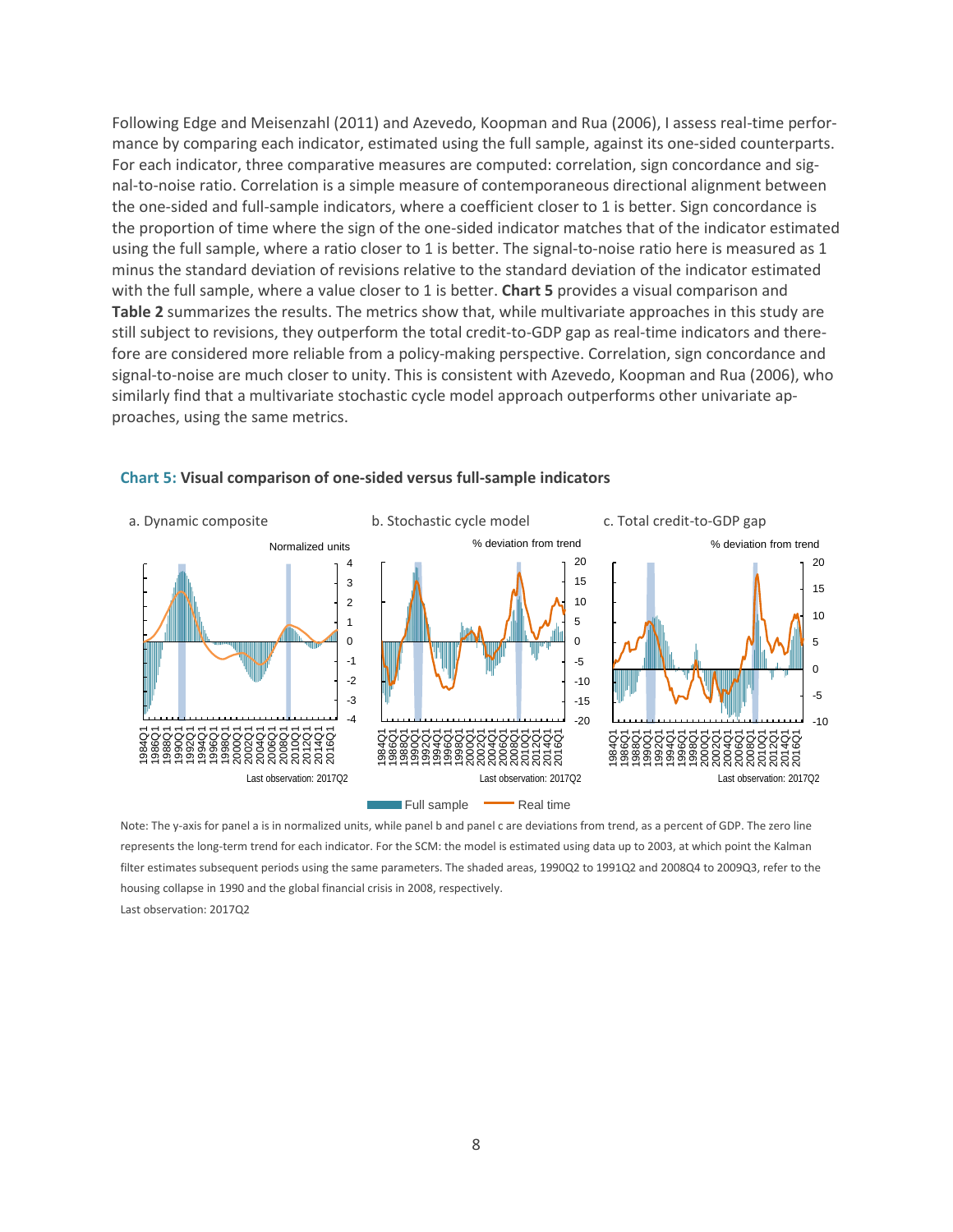Following Edge and Meisenzahl (2011) and Azevedo, Koopman and Rua (2006), I assess real-time performance by comparing each indicator, estimated using the full sample, against its one-sided counterparts. For each indicator, three comparative measures are computed: correlation, sign concordance and signal-to-noise ratio. Correlation is a simple measure of contemporaneous directional alignment between the one-sided and full-sample indicators, where a coefficient closer to 1 is better. Sign concordance is the proportion of time where the sign of the one-sided indicator matches that of the indicator estimated using the full sample, where a ratio closer to 1 is better. The signal-to-noise ratio here is measured as 1 minus the standard deviation of revisions relative to the standard deviation of the indicator estimated with the full sample, where a value closer to 1 is better. **Chart 5** provides a visual comparison and **Table 2** summarizes the results. The metrics show that, while multivariate approaches in this study are still subject to revisions, they outperform the total credit-to-GDP gap as real-time indicators and therefore are considered more reliable from a policy-making perspective. Correlation, sign concordance and signal-to-noise are much closer to unity. This is consistent with Azevedo, Koopman and Rua (2006), who similarly find that a multivariate stochastic cycle model approach outperforms other univariate approaches, using the same metrics.

**Chart 5: Visual comparison of one-sided versus full-sample indicators**

a. Dynamic composite — b. Stochastic cycle model — c. Total credit-to-GDP gap

Note: The y-axis for panel a is in normalized units, while panel b and panel c are deviations from trend, as a percent of GDP. The zero line represents the long-term trend for each indicator. For the SCM: the model is estimated using data up to 2003, at which point the Kalman filter estimates subsequent periods using the same parameters. The shaded areas, 1990Q2 to 1991Q2 and 2008Q4 to 2009Q3, refer to the housing collapse in 1990 and the global financial crisis in 2008, respectively.

Last observation: 2017Q2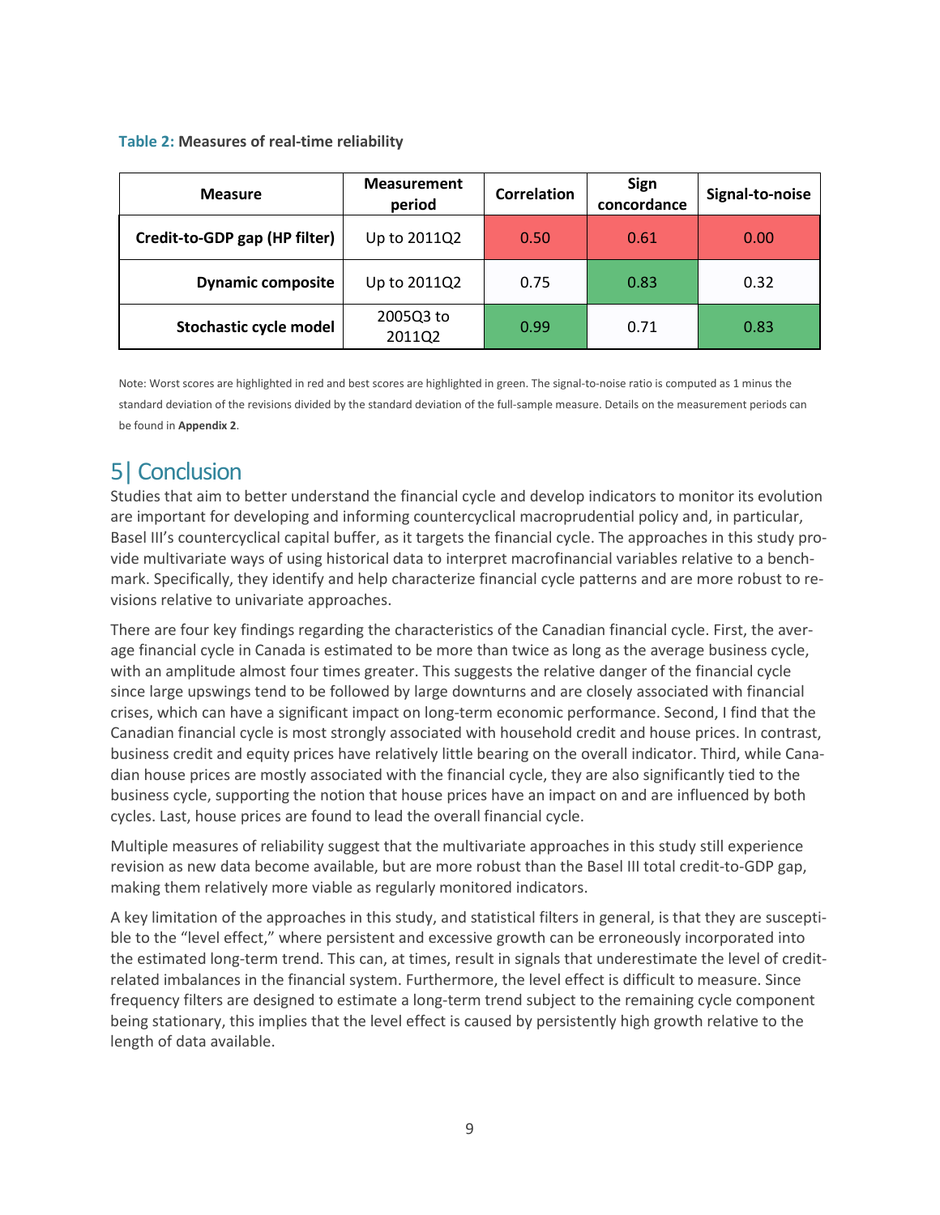**Table 2:** **Measures of real-time reliability**

| Measure | Measurement period | Correlation | Sign concordance | Signal-to-noise |
|---|---|---|---|---|
| **Credit-to-GDP gap (HP filter)** | Up to 2011Q2 | 0.50 | 0.61 | 0.00 |
| **Dynamic composite** | Up to 2011Q2 | 0.75 | 0.83 | 0.32 |
| **Stochastic cycle model** | 2005Q3 to 2011Q2 | 0.99 | 0.71 | 0.83 |

Note: Worst scores are highlighted in red and best scores are highlighted in green. The signal-to-noise ratio is computed as 1 minus the standard deviation of the revisions divided by the standard deviation of the full-sample measure. Details on the measurement periods can be found in **Appendix 2**.

## 5| Conclusion

Studies that aim to better understand the financial cycle and develop indicators to monitor its evolution are important for developing and informing countercyclical macroprudential policy and, in particular, Basel III's countercyclical capital buffer, as it targets the financial cycle. The approaches in this study provide multivariate ways of using historical data to interpret macrofinancial variables relative to a benchmark. Specifically, they identify and help characterize financial cycle patterns and are more robust to revisions relative to univariate approaches.

There are four key findings regarding the characteristics of the Canadian financial cycle. First, the average financial cycle in Canada is estimated to be more than twice as long as the average business cycle, with an amplitude almost four times greater. This suggests the relative danger of the financial cycle since large upswings tend to be followed by large downturns and are closely associated with financial crises, which can have a significant impact on long-term economic performance. Second, I find that the Canadian financial cycle is most strongly associated with household credit and house prices. In contrast, business credit and equity prices have relatively little bearing on the overall indicator. Third, while Canadian house prices are mostly associated with the financial cycle, they are also significantly tied to the business cycle, supporting the notion that house prices have an impact on and are influenced by both cycles. Last, house prices are found to lead the overall financial cycle.

Multiple measures of reliability suggest that the multivariate approaches in this study still experience revision as new data become available, but are more robust than the Basel III total credit-to-GDP gap, making them relatively more viable as regularly monitored indicators.

A key limitation of the approaches in this study, and statistical filters in general, is that they are susceptible to the "level effect," where persistent and excessive growth can be erroneously incorporated into the estimated long-term trend. This can, at times, result in signals that underestimate the level of credit-related imbalances in the financial system. Furthermore, the level effect is difficult to measure. Since frequency filters are designed to estimate a long-term trend subject to the remaining cycle component being stationary, this implies that the level effect is caused by persistently high growth relative to the length of data available.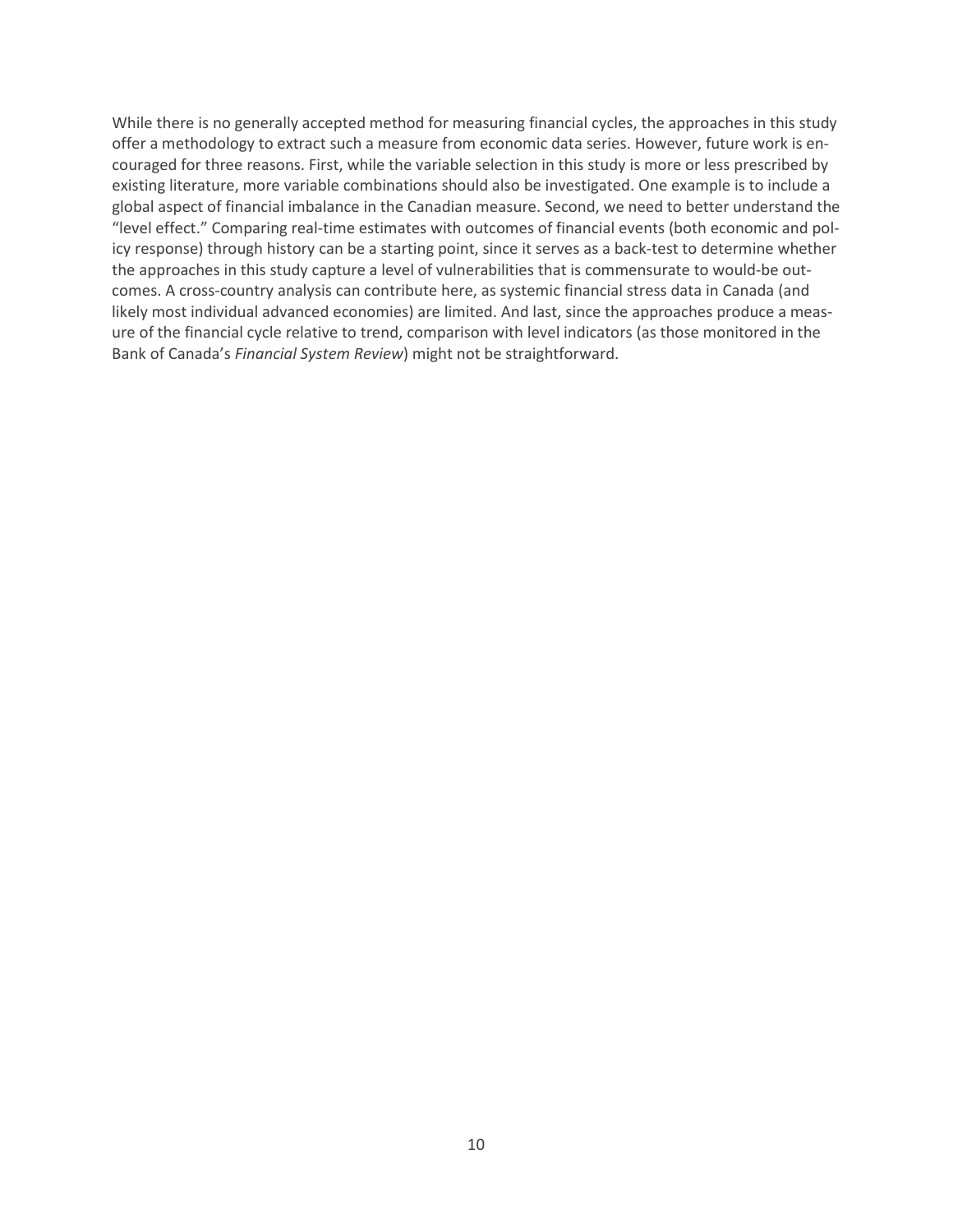While there is no generally accepted method for measuring financial cycles, the approaches in this study offer a methodology to extract such a measure from economic data series. However, future work is encouraged for three reasons. First, while the variable selection in this study is more or less prescribed by existing literature, more variable combinations should also be investigated. One example is to include a global aspect of financial imbalance in the Canadian measure. Second, we need to better understand the "level effect." Comparing real-time estimates with outcomes of financial events (both economic and policy response) through history can be a starting point, since it serves as a back-test to determine whether the approaches in this study capture a level of vulnerabilities that is commensurate to would-be outcomes. A cross-country analysis can contribute here, as systemic financial stress data in Canada (and likely most individual advanced economies) are limited. And last, since the approaches produce a measure of the financial cycle relative to trend, comparison with level indicators (as those monitored in the Bank of Canada's *Financial System Review*) might not be straightforward.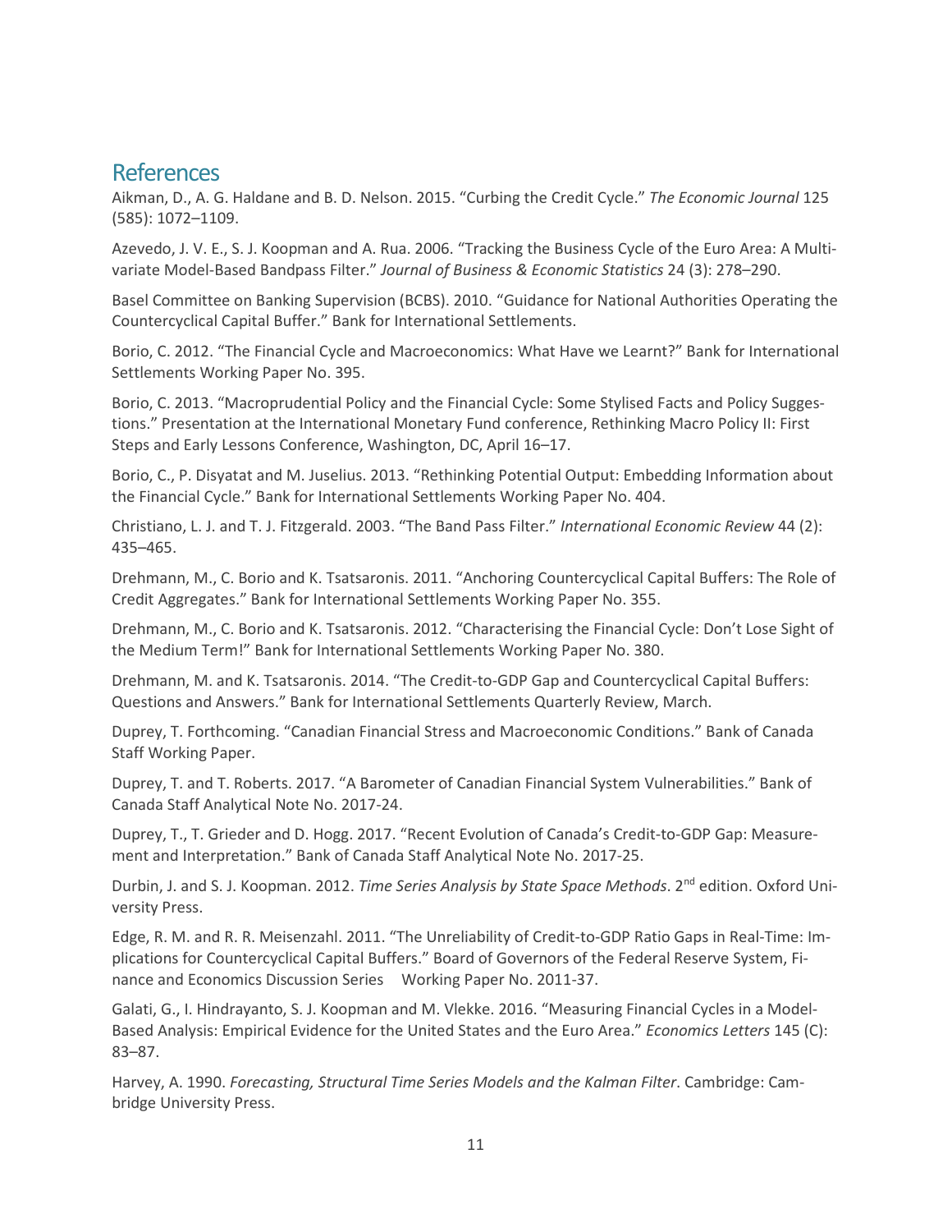## References

Aikman, D., A. G. Haldane and B. D. Nelson. 2015. "Curbing the Credit Cycle." *The Economic Journal* 125 (585): 1072–1109.

Azevedo, J. V. E., S. J. Koopman and A. Rua. 2006. "Tracking the Business Cycle of the Euro Area: A Multivariate Model-Based Bandpass Filter." *Journal of Business & Economic Statistics* 24 (3): 278–290.

Basel Committee on Banking Supervision (BCBS). 2010. "Guidance for National Authorities Operating the Countercyclical Capital Buffer." Bank for International Settlements.

Borio, C. 2012. "The Financial Cycle and Macroeconomics: What Have we Learnt?" Bank for International Settlements Working Paper No. 395.

Borio, C. 2013. "Macroprudential Policy and the Financial Cycle: Some Stylised Facts and Policy Suggestions." Presentation at the International Monetary Fund conference, Rethinking Macro Policy II: First Steps and Early Lessons Conference, Washington, DC, April 16–17.

Borio, C., P. Disyatat and M. Juselius. 2013. "Rethinking Potential Output: Embedding Information about the Financial Cycle." Bank for International Settlements Working Paper No. 404.

Christiano, L. J. and T. J. Fitzgerald. 2003. "The Band Pass Filter." *International Economic Review* 44 (2): 435–465.

Drehmann, M., C. Borio and K. Tsatsaronis. 2011. "Anchoring Countercyclical Capital Buffers: The Role of Credit Aggregates." Bank for International Settlements Working Paper No. 355.

Drehmann, M., C. Borio and K. Tsatsaronis. 2012. "Characterising the Financial Cycle: Don't Lose Sight of the Medium Term!" Bank for International Settlements Working Paper No. 380.

Drehmann, M. and K. Tsatsaronis. 2014. "The Credit-to-GDP Gap and Countercyclical Capital Buffers: Questions and Answers." Bank for International Settlements Quarterly Review, March.

Duprey, T. Forthcoming. "Canadian Financial Stress and Macroeconomic Conditions." Bank of Canada Staff Working Paper.

Duprey, T. and T. Roberts. 2017. "A Barometer of Canadian Financial System Vulnerabilities." Bank of Canada Staff Analytical Note No. 2017-24.

Duprey, T., T. Grieder and D. Hogg. 2017. "Recent Evolution of Canada's Credit-to-GDP Gap: Measurement and Interpretation." Bank of Canada Staff Analytical Note No. 2017-25.

Durbin, J. and S. J. Koopman. 2012. *Time Series Analysis by State Space Methods*. 2nd edition. Oxford University Press.

Edge, R. M. and R. R. Meisenzahl. 2011. "The Unreliability of Credit-to-GDP Ratio Gaps in Real-Time: Implications for Countercyclical Capital Buffers." Board of Governors of the Federal Reserve System, Finance and Economics Discussion Series Working Paper No. 2011-37.

Galati, G., I. Hindrayanto, S. J. Koopman and M. Vlekke. 2016. "Measuring Financial Cycles in a Model-Based Analysis: Empirical Evidence for the United States and the Euro Area." *Economics Letters* 145 (C): 83–87.

Harvey, A. 1990. *Forecasting, Structural Time Series Models and the Kalman Filter*. Cambridge: Cambridge University Press.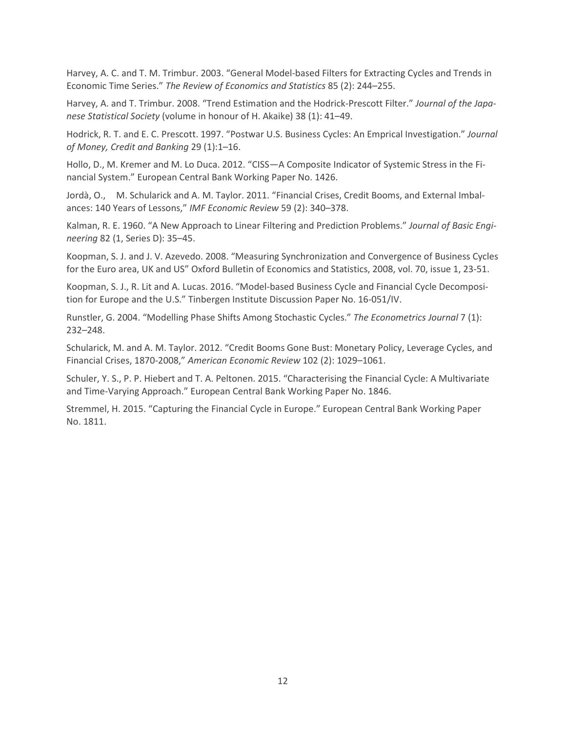Harvey, A. C. and T. M. Trimbur. 2003. "General Model-based Filters for Extracting Cycles and Trends in Economic Time Series." *The Review of Economics and Statistics* 85 (2): 244–255.

Harvey, A. and T. Trimbur. 2008. "Trend Estimation and the Hodrick-Prescott Filter." *Journal of the Japanese Statistical Society* (volume in honour of H. Akaike) 38 (1): 41–49.

Hodrick, R. T. and E. C. Prescott. 1997. "Postwar U.S. Business Cycles: An Emprical Investigation." *Journal of Money, Credit and Banking* 29 (1):1–16.

Hollo, D., M. Kremer and M. Lo Duca. 2012. "CISS—A Composite Indicator of Systemic Stress in the Financial System." European Central Bank Working Paper No. 1426.

Jordà, O., M. Schularick and A. M. Taylor. 2011. "Financial Crises, Credit Booms, and External Imbalances: 140 Years of Lessons," *IMF Economic Review* 59 (2): 340–378.

Kalman, R. E. 1960. "A New Approach to Linear Filtering and Prediction Problems." *Journal of Basic Engineering* 82 (1, Series D): 35–45.

Koopman, S. J. and J. V. Azevedo. 2008. "Measuring Synchronization and Convergence of Business Cycles for the Euro area, UK and US" Oxford Bulletin of Economics and Statistics, 2008, vol. 70, issue 1, 23-51.

Koopman, S. J., R. Lit and A. Lucas. 2016. "Model-based Business Cycle and Financial Cycle Decomposition for Europe and the U.S." Tinbergen Institute Discussion Paper No. 16-051/IV.

Runstler, G. 2004. "Modelling Phase Shifts Among Stochastic Cycles." *The Econometrics Journal* 7 (1): 232–248.

Schularick, M. and A. M. Taylor. 2012. "Credit Booms Gone Bust: Monetary Policy, Leverage Cycles, and Financial Crises, 1870-2008," *American Economic Review* 102 (2): 1029–1061.

Schuler, Y. S., P. P. Hiebert and T. A. Peltonen. 2015. "Characterising the Financial Cycle: A Multivariate and Time-Varying Approach." European Central Bank Working Paper No. 1846.

Stremmel, H. 2015. "Capturing the Financial Cycle in Europe." European Central Bank Working Paper No. 1811.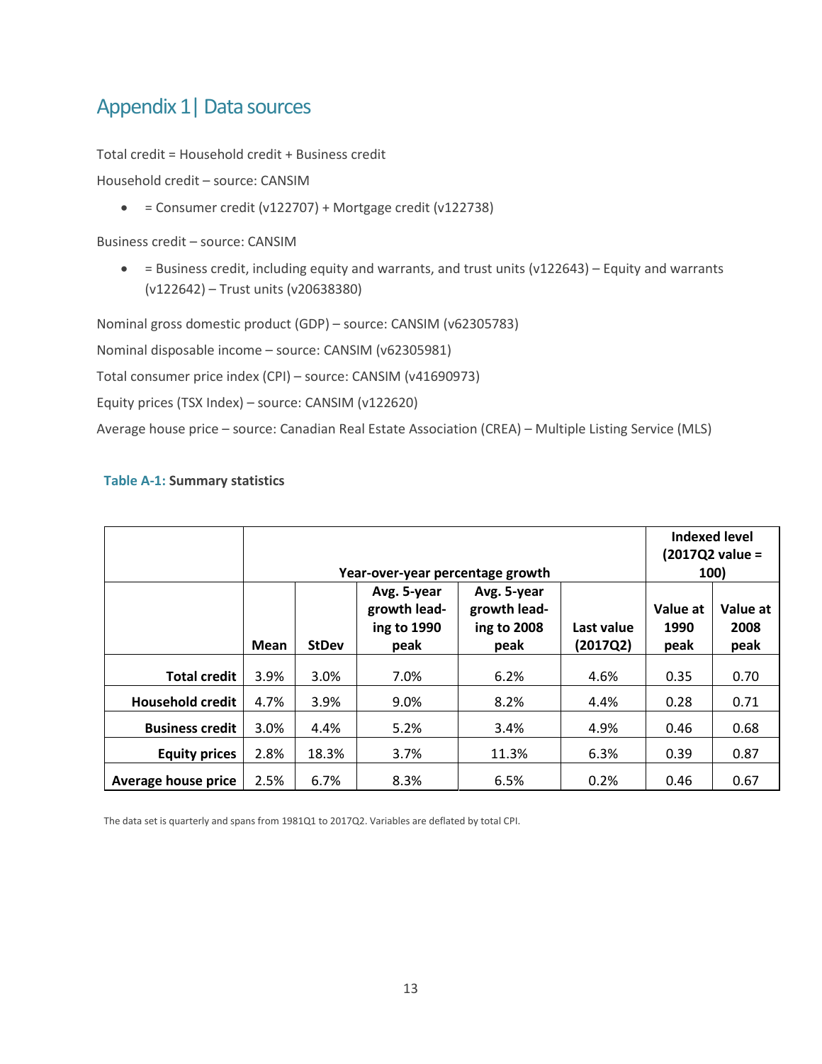# Appendix 1 | Data sources

Total credit = Household credit + Business credit

Household credit – source: CANSIM

- = Consumer credit (v122707) + Mortgage credit (v122738)

Business credit – source: CANSIM

- = Business credit, including equity and warrants, and trust units (v122643) – Equity and warrants (v122642) – Trust units (v20638380)

Nominal gross domestic product (GDP) – source: CANSIM (v62305783)

Nominal disposable income – source: CANSIM (v62305981)

Total consumer price index (CPI) – source: CANSIM (v41690973)

Equity prices (TSX Index) – source: CANSIM (v122620)

Average house price – source: Canadian Real Estate Association (CREA) – Multiple Listing Service (MLS)

**Table A-1: Summary statistics**

| | Year-over-year percentage growth | | | | | Indexed level (2017Q2 value = 100) | |
|---|---|---|---|---|---|---|---|
| | Mean | StDev | Avg. 5-year growth leading to 1990 peak | Avg. 5-year growth leading to 2008 peak | Last value (2017Q2) | Value at 1990 peak | Value at 2008 peak |
| **Total credit** | 3.9% | 3.0% | 7.0% | 6.2% | 4.6% | 0.35 | 0.70 |
| **Household credit** | 4.7% | 3.9% | 9.0% | 8.2% | 4.4% | 0.28 | 0.71 |
| **Business credit** | 3.0% | 4.4% | 5.2% | 3.4% | 4.9% | 0.46 | 0.68 |
| **Equity prices** | 2.8% | 18.3% | 3.7% | 11.3% | 6.3% | 0.39 | 0.87 |
| **Average house price** | 2.5% | 6.7% | 8.3% | 6.5% | 0.2% | 0.46 | 0.67 |

The data set is quarterly and spans from 1981Q1 to 2017Q2. Variables are deflated by total CPI.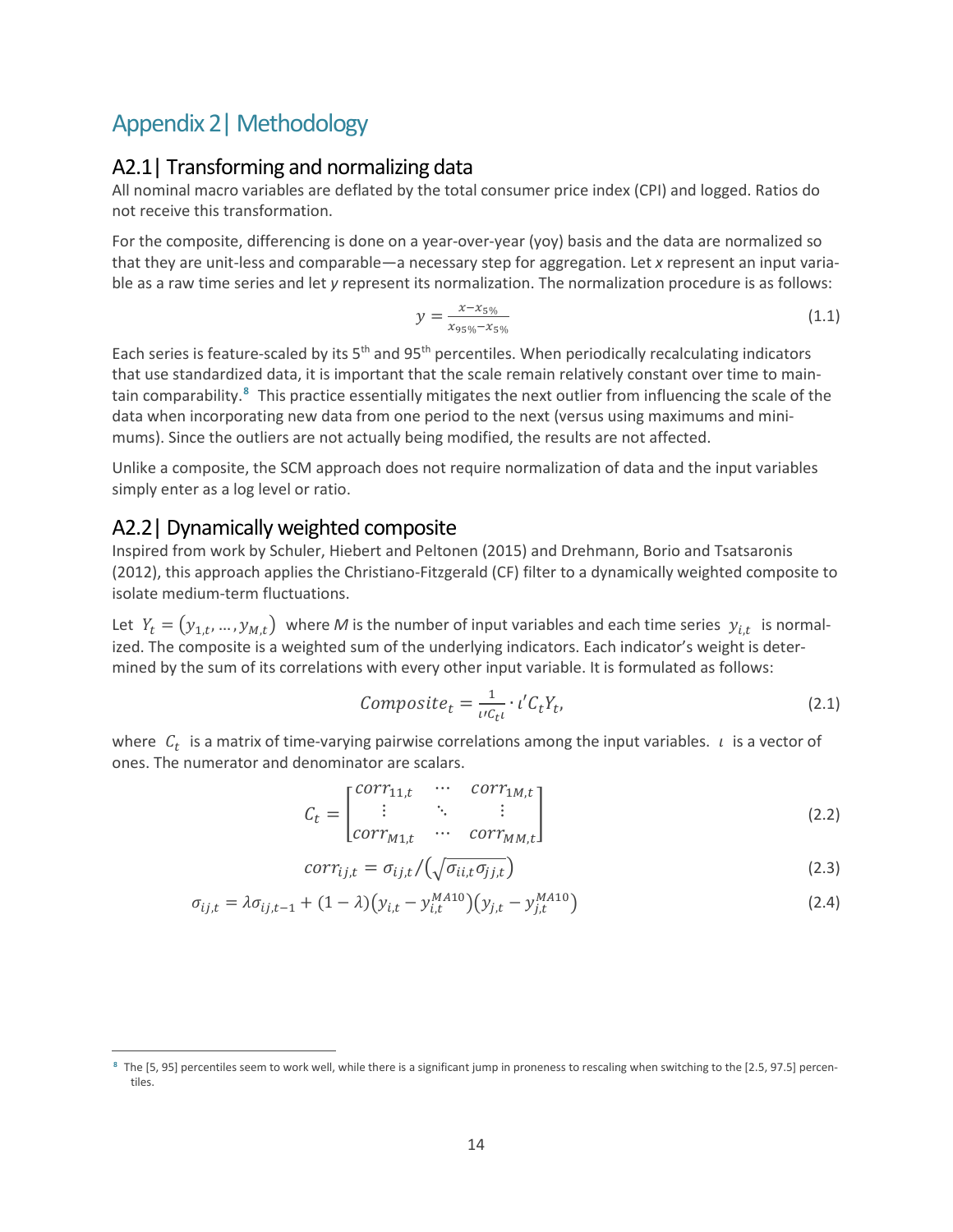# Appendix 2 | Methodology

## A2.1 | Transforming and normalizing data

All nominal macro variables are deflated by the total consumer price index (CPI) and logged. Ratios do not receive this transformation.

For the composite, differencing is done on a year-over-year (yoy) basis and the data are normalized so that they are unit-less and comparable—a necessary step for aggregation. Let *x* represent an input variable as a raw time series and let *y* represent its normalization. The normalization procedure is as follows:

$$y = \frac{x - x_{5\%}}{x_{95\%} - x_{5\%}} \tag{1.1}$$

Each series is feature-scaled by its 5th and 95th percentiles. When periodically recalculating indicators that use standardized data, it is important that the scale remain relatively constant over time to maintain comparability.[8] This practice essentially mitigates the next outlier from influencing the scale of the data when incorporating new data from one period to the next (versus using maximums and minimums). Since the outliers are not actually being modified, the results are not affected.

Unlike a composite, the SCM approach does not require normalization of data and the input variables simply enter as a log level or ratio.

## A2.2 | Dynamically weighted composite

Inspired from work by Schuler, Hiebert and Peltonen (2015) and Drehmann, Borio and Tsatsaronis (2012), this approach applies the Christiano-Fitzgerald (CF) filter to a dynamically weighted composite to isolate medium-term fluctuations.

Let $Y_t = (y_{1,t}, \ldots, y_{M,t})$ where *M* is the number of input variables and each time series $y_{i,t}$ is normalized. The composite is a weighted sum of the underlying indicators. Each indicator's weight is determined by the sum of its correlations with every other input variable. It is formulated as follows:

$$Composite_t = \frac{1}{\iota' C_t \iota} \cdot \iota' C_t Y_t, \tag{2.1}$$

where $C_t$ is a matrix of time-varying pairwise correlations among the input variables. $\iota$ is a vector of ones. The numerator and denominator are scalars.

$$C_t = \begin{bmatrix} corr_{11,t} & \cdots & corr_{1M,t} \\ \vdots & \ddots & \vdots \\ corr_{M1,t} & \cdots & corr_{MM,t} \end{bmatrix} \tag{2.2}$$

$$corr_{ij,t} = \sigma_{ij,t} / \left(\sqrt{\sigma_{ii,t}\sigma_{jj,t}}\right) \tag{2.3}$$

$$\sigma_{ij,t} = \lambda \sigma_{ij,t-1} + (1-\lambda)\left(y_{i,t} - y_{i,t}^{MA10}\right)\left(y_{j,t} - y_{j,t}^{MA10}\right) \tag{2.4}$$

[8] The [5, 95] percentiles seem to work well, while there is a significant jump in proneness to rescaling when switching to the [2.5, 97.5] percentiles.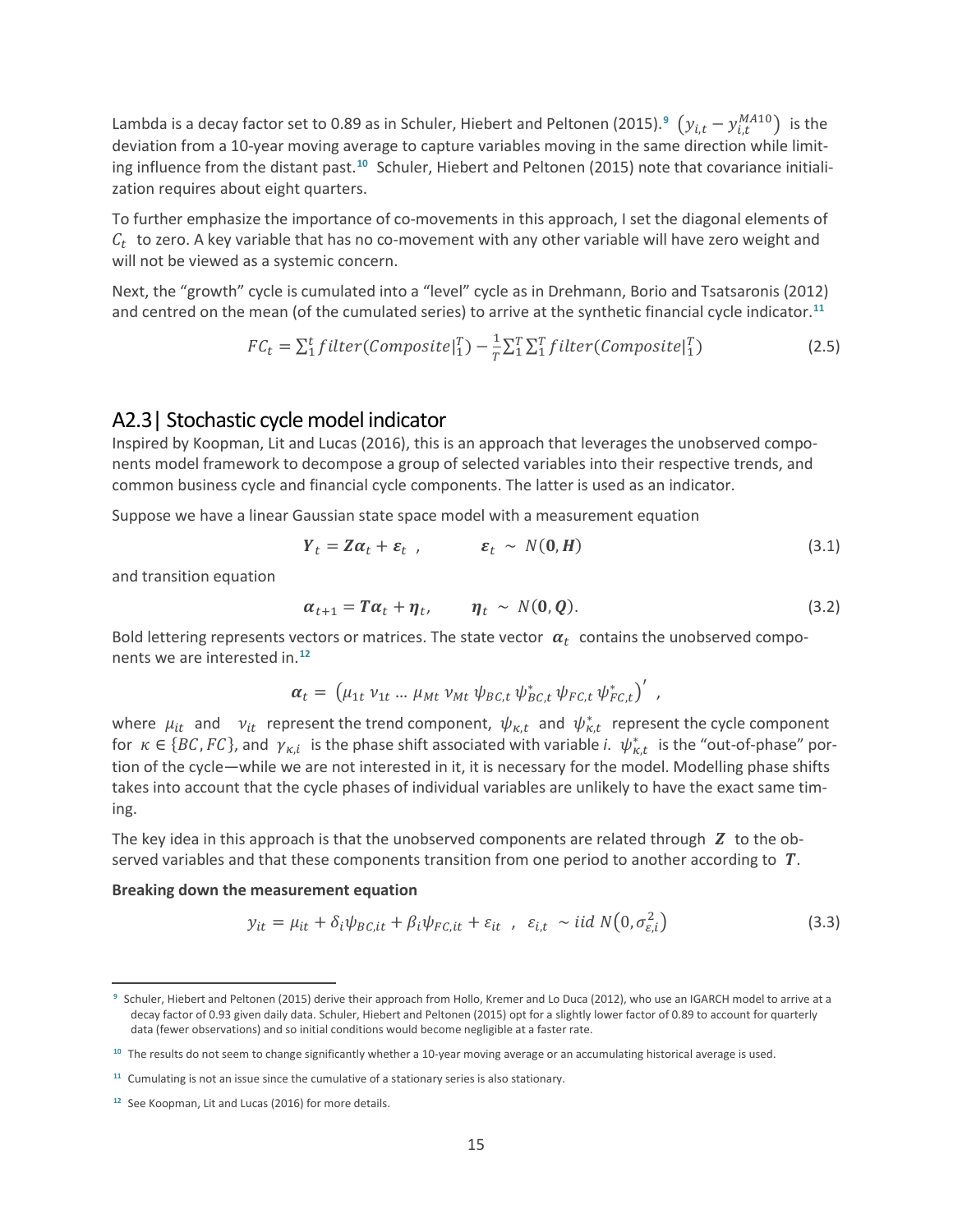Lambda is a decay factor set to 0.89 as in Schuler, Hiebert and Peltonen (2015).[9] $\left(y_{i,t} - y_{i,t}^{MA10}\right)$ is the deviation from a 10-year moving average to capture variables moving in the same direction while limiting influence from the distant past.[10] Schuler, Hiebert and Peltonen (2015) note that covariance initialization requires about eight quarters.

To further emphasize the importance of co-movements in this approach, I set the diagonal elements of $C_t$ to zero. A key variable that has no co-movement with any other variable will have zero weight and will not be viewed as a systemic concern.

Next, the "growth" cycle is cumulated into a "level" cycle as in Drehmann, Borio and Tsatsaronis (2012) and centred on the mean (of the cumulated series) to arrive at the synthetic financial cycle indicator.[11]

$$FC_t = \sum_1^t filter(Composite|_1^T) - \frac{1}{T}\sum_1^T \sum_1^T filter(Composite|_1^T) \tag{2.5}$$

## A2.3 | Stochastic cycle model indicator

Inspired by Koopman, Lit and Lucas (2016), this is an approach that leverages the unobserved components model framework to decompose a group of selected variables into their respective trends, and common business cycle and financial cycle components. The latter is used as an indicator.

Suppose we have a linear Gaussian state space model with a measurement equation

$$\boldsymbol{Y}_t = \boldsymbol{Z}\boldsymbol{\alpha}_t + \boldsymbol{\varepsilon}_t \ , \qquad \boldsymbol{\varepsilon}_t \sim N(\boldsymbol{0}, \boldsymbol{H}) \tag{3.1}$$

and transition equation

$$\boldsymbol{\alpha}_{t+1} = \boldsymbol{T}\boldsymbol{\alpha}_t + \boldsymbol{\eta}_t, \qquad \boldsymbol{\eta}_t \sim N(\boldsymbol{0}, \boldsymbol{Q}). \tag{3.2}$$

Bold lettering represents vectors or matrices. The state vector $\boldsymbol{\alpha}_t$ contains the unobserved components we are interested in.[12]

$$\boldsymbol{\alpha}_t = \left(\mu_{1t}\ \nu_{1t} \ldots \mu_{Mt}\ \nu_{Mt}\ \psi_{BC,t}\ \psi_{BC,t}^*\ \psi_{FC,t}\ \psi_{FC,t}^*\right)' \ ,$$

where $\mu_{it}$ and $\nu_{it}$ represent the trend component, $\psi_{\kappa,t}$ and $\psi_{\kappa,t}^*$ represent the cycle component for $\kappa \in \{BC, FC\}$, and $\gamma_{\kappa,i}$ is the phase shift associated with variable *i*. $\psi_{\kappa,t}^*$ is the "out-of-phase" portion of the cycle—while we are not interested in it, it is necessary for the model. Modelling phase shifts takes into account that the cycle phases of individual variables are unlikely to have the exact same timing.

The key idea in this approach is that the unobserved components are related through $\boldsymbol{Z}$ to the observed variables and that these components transition from one period to another according to $\boldsymbol{T}$.

**Breaking down the measurement equation**

$$y_{it} = \mu_{it} + \delta_i \psi_{BC,it} + \beta_i \psi_{FC,it} + \varepsilon_{it} \ , \ \ \varepsilon_{i,t} \sim iid\ N\left(0, \sigma_{\varepsilon,i}^2\right) \tag{3.3}$$

---

[9] Schuler, Hiebert and Peltonen (2015) derive their approach from Hollo, Kremer and Lo Duca (2012), who use an IGARCH model to arrive at a decay factor of 0.93 given daily data. Schuler, Hiebert and Peltonen (2015) opt for a slightly lower factor of 0.89 to account for quarterly data (fewer observations) and so initial conditions would become negligible at a faster rate.

[10] The results do not seem to change significantly whether a 10-year moving average or an accumulating historical average is used.

[11] Cumulating is not an issue since the cumulative of a stationary series is also stationary.

[12] See Koopman, Lit and Lucas (2016) for more details.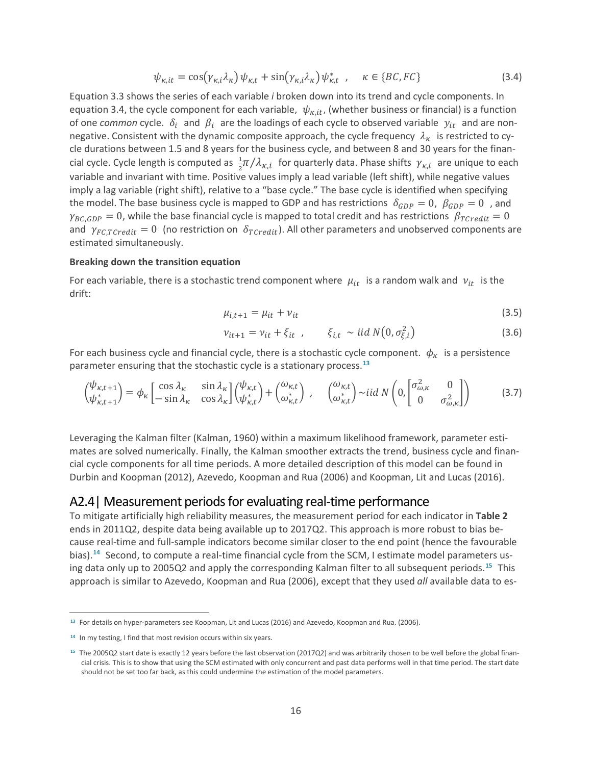$$\psi_{\kappa,it} = \cos(\gamma_{\kappa,i}\lambda_\kappa)\,\psi_{\kappa,t} + \sin(\gamma_{\kappa,i}\lambda_\kappa)\,\psi^*_{\kappa,t} \quad , \quad \kappa \in \{BC, FC\} \tag{3.4}$$

Equation 3.3 shows the series of each variable *i* broken down into its trend and cycle components. In equation 3.4, the cycle component for each variable, $\psi_{\kappa,it}$, (whether business or financial) is a function of one *common* cycle. $\delta_i$ and $\beta_i$ are the loadings of each cycle to observed variable $y_{it}$ and are non-negative. Consistent with the dynamic composite approach, the cycle frequency $\lambda_\kappa$ is restricted to cycle durations between 1.5 and 8 years for the business cycle, and between 8 and 30 years for the financial cycle. Cycle length is computed as $\frac{1}{2}\pi/\lambda_{\kappa,i}$ for quarterly data. Phase shifts $\gamma_{\kappa,i}$ are unique to each variable and invariant with time. Positive values imply a lead variable (left shift), while negative values imply a lag variable (right shift), relative to a "base cycle." The base cycle is identified when specifying the model. The base business cycle is mapped to GDP and has restrictions $\delta_{GDP} = 0$, $\beta_{GDP} = 0$, and $\gamma_{BC,GDP} = 0$, while the base financial cycle is mapped to total credit and has restrictions $\beta_{TCredit} = 0$ and $\gamma_{FC,TCredit} = 0$ (no restriction on $\delta_{TCredit}$). All other parameters and unobserved components are estimated simultaneously.

**Breaking down the transition equation**

For each variable, there is a stochastic trend component where $\mu_{it}$ is a random walk and $\nu_{it}$ is the drift:

$$\mu_{i,t+1} = \mu_{it} + \nu_{it} \tag{3.5}$$

$$\nu_{it+1} = \nu_{it} + \xi_{it} \quad , \qquad \xi_{i,t} \sim iid\ N(0, \sigma^2_{\xi,i}) \tag{3.6}$$

For each business cycle and financial cycle, there is a stochastic cycle component. $\phi_\kappa$ is a persistence parameter ensuring that the stochastic cycle is a stationary process.[13]

$$\begin{pmatrix}\psi_{\kappa,t+1}\\ \psi^*_{\kappa,t+1}\end{pmatrix} = \phi_\kappa \begin{bmatrix}\cos\lambda_\kappa & \sin\lambda_\kappa\\ -\sin\lambda_\kappa & \cos\lambda_\kappa\end{bmatrix}\begin{pmatrix}\psi_{\kappa,t}\\ \psi^*_{\kappa,t}\end{pmatrix} + \begin{pmatrix}\omega_{\kappa,t}\\ \omega^*_{\kappa,t}\end{pmatrix} \ , \quad \begin{pmatrix}\omega_{\kappa,t}\\ \omega^*_{\kappa,t}\end{pmatrix} \sim iid\ N\left(0, \begin{bmatrix}\sigma^2_{\omega,\kappa} & 0\\ 0 & \sigma^2_{\omega,\kappa}\end{bmatrix}\right) \tag{3.7}$$

Leveraging the Kalman filter (Kalman, 1960) within a maximum likelihood framework, parameter estimates are solved numerically. Finally, the Kalman smoother extracts the trend, business cycle and financial cycle components for all time periods. A more detailed description of this model can be found in Durbin and Koopman (2012), Azevedo, Koopman and Rua (2006) and Koopman, Lit and Lucas (2016).

## A2.4| Measurement periods for evaluating real-time performance

To mitigate artificially high reliability measures, the measurement period for each indicator in **Table 2** ends in 2011Q2, despite data being available up to 2017Q2. This approach is more robust to bias because real-time and full-sample indicators become similar closer to the end point (hence the favourable bias).[14] Second, to compute a real-time financial cycle from the SCM, I estimate model parameters using data only up to 2005Q2 and apply the corresponding Kalman filter to all subsequent periods.[15] This approach is similar to Azevedo, Koopman and Rua (2006), except that they used *all* available data to es-

---

[13] For details on hyper-parameters see Koopman, Lit and Lucas (2016) and Azevedo, Koopman and Rua. (2006).

[14] In my testing, I find that most revision occurs within six years.

[15] The 2005Q2 start date is exactly 12 years before the last observation (2017Q2) and was arbitrarily chosen to be well before the global financial crisis. This is to show that using the SCM estimated with only concurrent and past data performs well in that time period. The start date should not be set too far back, as this could undermine the estimation of the model parameters.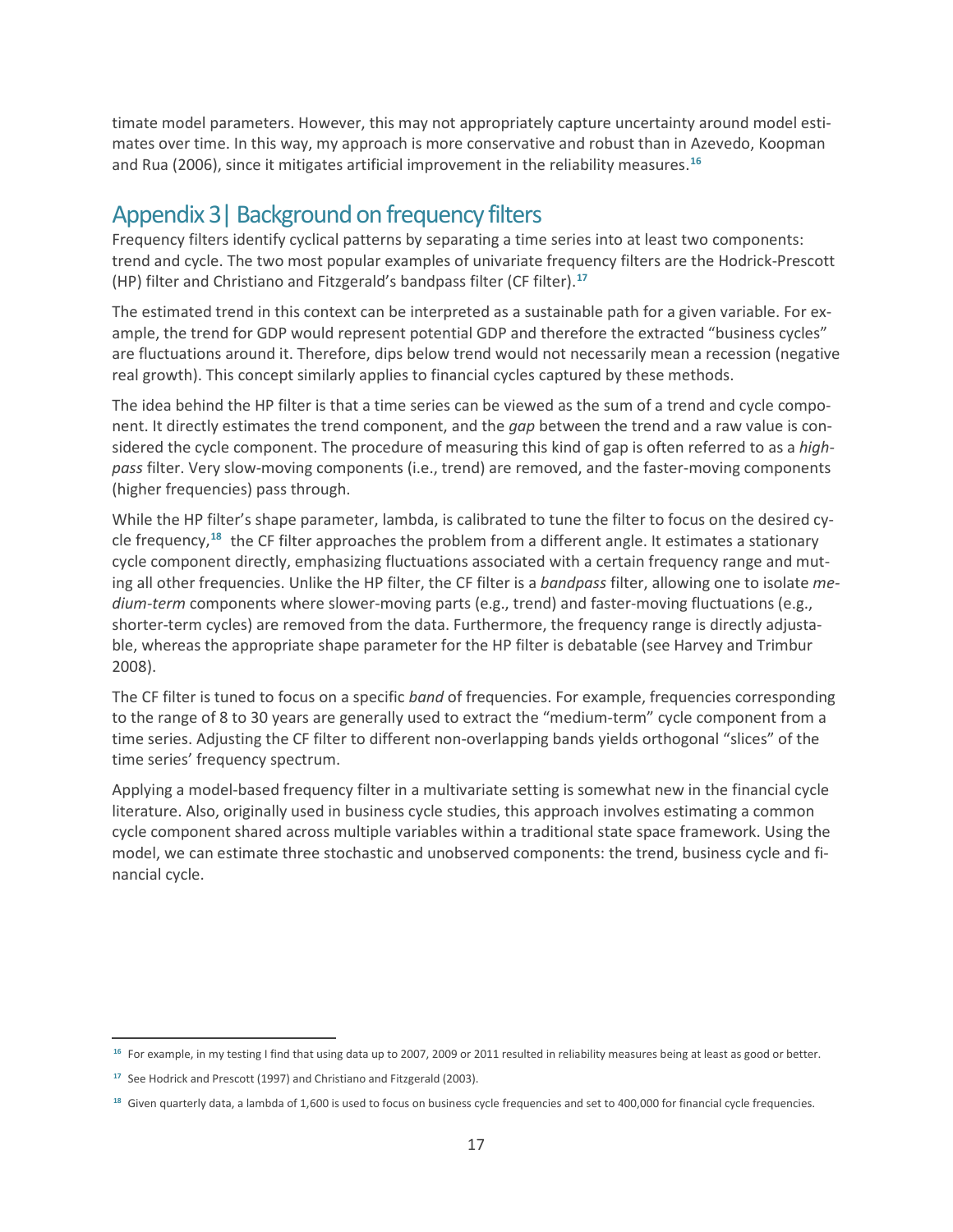timate model parameters. However, this may not appropriately capture uncertainty around model estimates over time. In this way, my approach is more conservative and robust than in Azevedo, Koopman and Rua (2006), since it mitigates artificial improvement in the reliability measures.[16]

## Appendix 3 | Background on frequency filters

Frequency filters identify cyclical patterns by separating a time series into at least two components: trend and cycle. The two most popular examples of univariate frequency filters are the Hodrick-Prescott (HP) filter and Christiano and Fitzgerald's bandpass filter (CF filter).[17]

The estimated trend in this context can be interpreted as a sustainable path for a given variable. For example, the trend for GDP would represent potential GDP and therefore the extracted "business cycles" are fluctuations around it. Therefore, dips below trend would not necessarily mean a recession (negative real growth). This concept similarly applies to financial cycles captured by these methods.

The idea behind the HP filter is that a time series can be viewed as the sum of a trend and cycle component. It directly estimates the trend component, and the *gap* between the trend and a raw value is considered the cycle component. The procedure of measuring this kind of gap is often referred to as a *high-pass* filter. Very slow-moving components (i.e., trend) are removed, and the faster-moving components (higher frequencies) pass through.

While the HP filter's shape parameter, lambda, is calibrated to tune the filter to focus on the desired cycle frequency,[18] the CF filter approaches the problem from a different angle. It estimates a stationary cycle component directly, emphasizing fluctuations associated with a certain frequency range and muting all other frequencies. Unlike the HP filter, the CF filter is a *bandpass* filter, allowing one to isolate *medium-term* components where slower-moving parts (e.g., trend) and faster-moving fluctuations (e.g., shorter-term cycles) are removed from the data. Furthermore, the frequency range is directly adjustable, whereas the appropriate shape parameter for the HP filter is debatable (see Harvey and Trimbur 2008).

The CF filter is tuned to focus on a specific *band* of frequencies. For example, frequencies corresponding to the range of 8 to 30 years are generally used to extract the "medium-term" cycle component from a time series. Adjusting the CF filter to different non-overlapping bands yields orthogonal "slices" of the time series' frequency spectrum.

Applying a model-based frequency filter in a multivariate setting is somewhat new in the financial cycle literature. Also, originally used in business cycle studies, this approach involves estimating a common cycle component shared across multiple variables within a traditional state space framework. Using the model, we can estimate three stochastic and unobserved components: the trend, business cycle and financial cycle.

---

[16] For example, in my testing I find that using data up to 2007, 2009 or 2011 resulted in reliability measures being at least as good or better.

[17] See Hodrick and Prescott (1997) and Christiano and Fitzgerald (2003).

[18] Given quarterly data, a lambda of 1,600 is used to focus on business cycle frequencies and set to 400,000 for financial cycle frequencies.